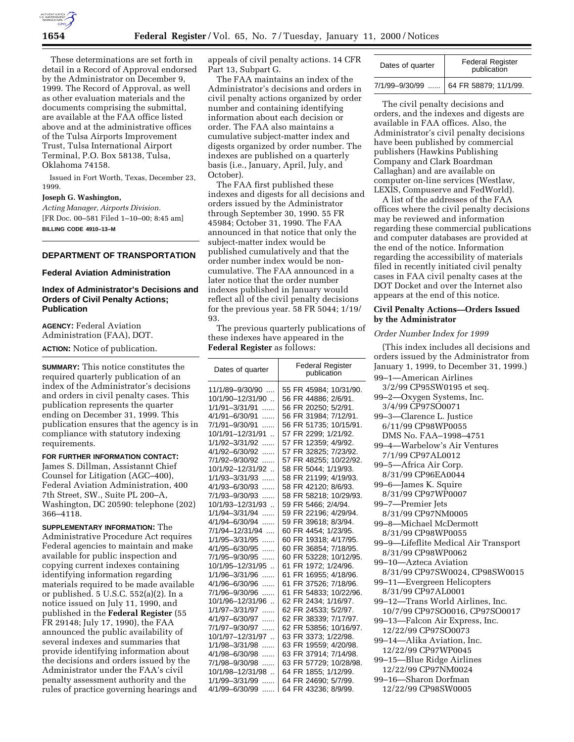These determinations are set forth in detail in a Record of Approval endorsed by the Administrator on December 9, 1999. The Record of Approval, as well as other evaluation materials and the documents comprising the submittal, are available at the FAA office listed above and at the administrative offices of the Tulsa Airports Improvement Trust, Tulsa International Airport Terminal, P.O. Box 58138, Tulsa, Oklahoma 74158.

Issued in Fort Worth, Texas, December 23, 1999.

**Joseph G. Washington,**

*Acting Manager, Airports Division.*

[FR Doc. 00–581 Filed 1–10–00; 8:45 am]

**BILLING CODE 4910–13–M**

## DEPARTMENT OF TRANSPORTATION

### Federal Aviation Administration

### Index of Administrator's Decisions and Orders of Civil Penalty Actions; Publication

**AGENCY:** Federal Aviation Administration (FAA), DOT.

**ACTION:** Notice of publication.

**SUMMARY:** This notice constitutes the required quarterly publication of an index of the Administrator's decisions and orders in civil penalty cases. This publication represents the quarter ending on December 31, 1999. This publication ensures that the agency is in compliance with statutory indexing requirements.

**FOR FURTHER INFORMATION CONTACT:** James S. Dillman, Assistannt Chief Counsel for Litigation (AGC–400), Federal Aviation Administration, 400 7th Street, SW., Suite PL 200–A, Washington, DC 20590: telephone (202) 366–4118.

**SUPPLEMENTARY INFORMATION:** The Administrative Procedure Act requires Federal agencies to maintain and make available for public inspection and copying current indexes containing identifying information regarding materials required to be made available or published. 5 U.S.C. 552(a)(2). In a notice issued on July 11, 1990, and published in the **Federal Register** (55 FR 29148; July 17, 1990), the FAA announced the public availability of several indexes and summaries that provide identifying information about the decisions and orders issued by the Administrator under the FAA's civil penalty assessment authority and the rules of practice governing hearings and appeals of civil penalty actions. 14 CFR Part 13, Subpart G.

The FAA maintains an index of the Administrator's decisions and orders in civil penalty actions organized by order number and containing identifying information about each decision or order. The FAA also maintains a cumulative subject-matter index and digests organized by order number. The indexes are published on a quarterly basis (i.e., January, April, July, and October).

The FAA first published these indexes and digests for all decisions and orders issued by the Administrator through September 30, 1990. 55 FR 45984; October 31, 1990. The FAA announced in that notice that only the subject-matter index would be published cumulatively and that the order number index would be non-cumulative. The FAA announced in a later notice that the order number indexes published in January would reflect all of the civil penalty decisions for the previous year. 58 FR 5044; 1/19/93.

The previous quarterly publications of these indexes have appeared in the **Federal Register** as follows:

| Dates of quarter | Federal Register publication |
|---|---|
| 11/1/89–9/30/90 .... | 55 FR 45984; 10/31/90. |
| 10/1/90–12/31/90 .. | 56 FR 44886; 2/6/91. |
| 1/1/91–3/31/91 ...... | 56 FR 20250; 5/2/91. |
| 4/1/91–6/30/91 ...... | 56 FR 31984; 7/12/91. |
| 7/1/91–9/30/91 ...... | 56 FR 51735; 10/15/91. |
| 10/1/91–12/31/91 .. | 57 FR 2299; 1/21/92. |
| 1/1/92–3/31/92 ...... | 57 FR 12359; 4/9/92. |
| 4/1/92–6/30/92 ...... | 57 FR 32825; 7/23/92. |
| 7/1/92–9/30/92 ...... | 57 FR 48255; 10/22/92. |
| 10/1/92–12/31/92 .. | 58 FR 5044; 1/19/93. |
| 1/1/93–3/31/93 ...... | 58 FR 21199; 4/19/93. |
| 4/1/93–6/30/93 ...... | 58 FR 42120; 8/6/93. |
| 7/1/93–9/30/93 ...... | 58 FR 58218; 10/29/93. |
| 10/1/93–12/31/93 .. | 59 FR 5466; 2/4/94. |
| 1/1/94–3/31/94 ...... | 59 FR 22196; 4/29/94. |
| 4/1/94–6/30/94 ...... | 59 FR 39618; 8/3/94. |
| 7/1/94–12/31/94 .... | 60 FR 4454; 1/23/95. |
| 1/1/95–3/31/95 ...... | 60 FR 19318; 4/17/95. |
| 4/1/95–6/30/95 ...... | 60 FR 36854; 7/18/95. |
| 7/1/95–9/30/95 ...... | 60 FR 53228; 10/12/95. |
| 10/1/95–12/31/95 .. | 61 FR 1972; 1/24/96. |
| 1/1/96–3/31/96 ...... | 61 FR 16955; 4/18/96. |
| 4/1/96–6/30/96 ...... | 61 FR 37526; 7/18/96. |
| 7/1/96–9/30/96 ...... | 61 FR 54833; 10/22/96. |
| 10/1/96–12/31/96 .. | 62 FR 2434; 1/16/97. |
| 1/1/97–3/31/97 ...... | 62 FR 24533; 5/2/97. |
| 4/1/97–6/30/97 ...... | 62 FR 38339; 7/17/97. |
| 7/1/97–9/30/97 ...... | 62 FR 53856; 10/16/97. |
| 10/1/97–12/31/97 .. | 63 FR 3373; 1/22/98. |
| 1/1/98–3/31/98 ...... | 63 FR 19559; 4/20/98. |
| 4/1/98–6/30/98 ...... | 63 FR 37914; 7/14/98. |
| 7/1/98–9/30/98 ...... | 63 FR 57729; 10/28/98. |
| 10/1/98–12/31/98 .. | 64 FR 1855; 1/12/99. |
| 1/1/99–3/31/99 ...... | 64 FR 24690; 5/7/99. |
| 4/1/99–6/30/99 ...... | 64 FR 43236; 8/9/99. |
| 7/1/99–9/30/99 ...... | 64 FR 58879; 11/1/99. |

The civil penalty decisions and orders, and the indexes and digests are available in FAA offices. Also, the Administrator's civil penalty decisions have been published by commercial publishers (Hawkins Publishing Company and Clark Boardman Callaghan) and are available on computer on-line services (Westlaw, LEXIS, Compuserve and FedWorld).

A list of the addresses of the FAA offices where the civil penalty decisions may be reviewed and information regarding these commercial publications and computer databases are provided at the end of the notice. Information regarding the accessibility of materials filed in recently initiated civil penalty cases in FAA civil penalty cases at the DOT Docket and over the Internet also appears at the end of this notice.

### Civil Penalty Actions—Orders Issued by the Administrator

*Order Number Index for 1999*

(This index includes all decisions and orders issued by the Administrator from January 1, 1999, to December 31, 1999.)

99–1—American Airlines
3/2/99 CP95SW0195 et seq.

99–2—Oxygen Systems, Inc.
3/4/99 CP97SO0071

99–3—Clarence L. Justice
6/11/99 CP98WP0055
DMS No. FAA–1998–4751

99–4—Warbelow's Air Ventures
7/1/99 CP97AL0012

99–5—Africa Air Corp.
8/31/99 CP96EA0044

99–6—James K. Squire
8/31/99 CP97WP0007

99–7—Premier Jets
8/31/99 CP97NM0005

99–8—Michael McDermott
8/31/99 CP98WP0055

99–9—Lifeflite Medical Air Transport
8/31/99 CP98WP0062

99–10—Azteca Aviation
8/31/99 CP97SW0024, CP98SW0015

99–11—Evergreen Helicopters
8/31/99 CP97AL0001

99–12—Trans World Airlines, Inc.
10/7/99 CP97SO0016, CP97SO0017

99–13—Falcon Air Express, Inc.
12/22/99 CP97SO0073

99–14—Alika Aviation, Inc.
12/22/99 CP97WP0045

99–15—Blue Ridge Airlines
12/22/99 CP97NM0024

99–16—Sharon Dorfman
12/22/99 CP98SW0005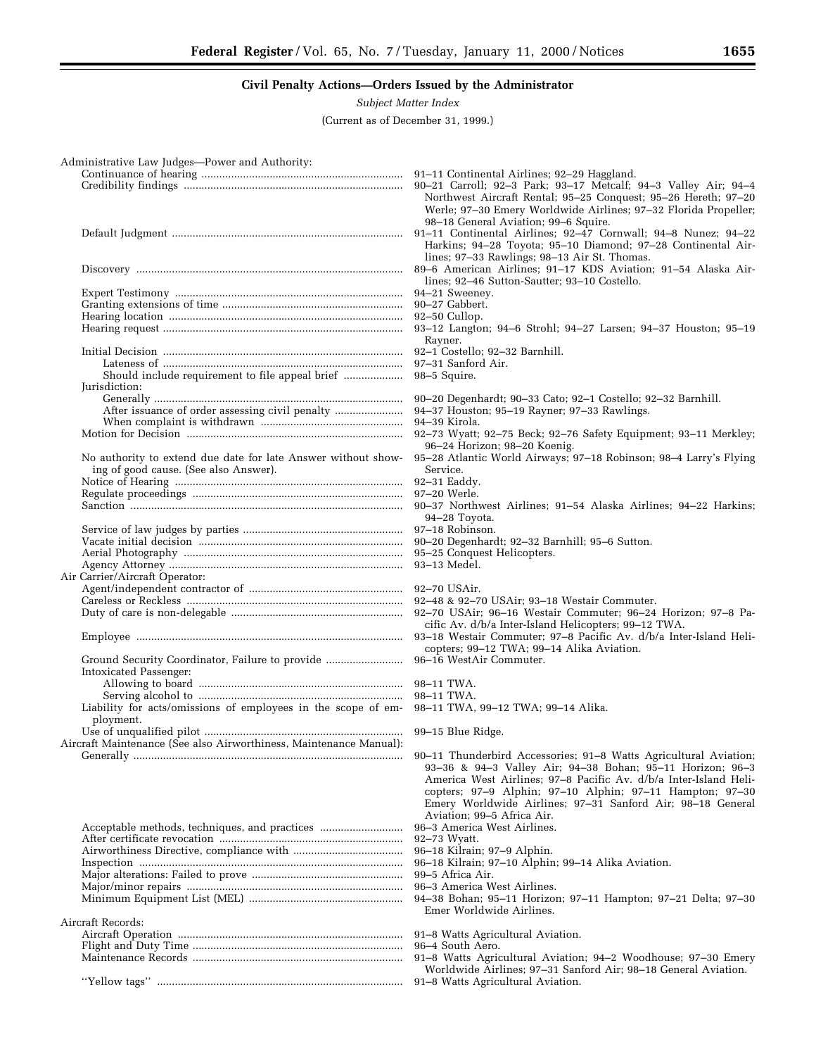## Civil Penalty Actions—Orders Issued by the Administrator

*Subject Matter Index*

(Current as of December 31, 1999.)

| | |
|---|---|
| Administrative Law Judges—Power and Authority: | |
| Continuance of hearing | 91–11 Continental Airlines; 92–29 Haggland. |
| Credibility findings | 90–21 Carroll; 92–3 Park; 93–17 Metcalf; 94–3 Valley Air; 94–4 Northwest Aircraft Rental; 95–25 Conquest; 95–26 Hereth; 97–20 Werle; 97–30 Emery Worldwide Airlines; 97–32 Florida Propeller; 98–18 General Aviation; 99–6 Squire. |
| Default Judgment | 91–11 Continental Airlines; 92–47 Cornwall; 94–8 Nunez; 94–22 Harkins; 94–28 Toyota; 95–10 Diamond; 97–28 Continental Airlines; 97–33 Rawlings; 98–13 Air St. Thomas. |
| Discovery | 89–6 American Airlines; 91–17 KDS Aviation; 91–54 Alaska Airlines; 92–46 Sutton-Sautter; 93–10 Costello. |
| Expert Testimony | 94–21 Sweeney. |
| Granting extensions of time | 90–27 Gabbert. |
| Hearing location | 92–50 Cullop. |
| Hearing request | 93–12 Langton; 94–6 Strohl; 94–27 Larsen; 94–37 Houston; 95–19 Rayner. |
| Initial Decision | 92–1 Costello; 92–32 Barnhill. |
| Lateness of | 97–31 Sanford Air. |
| Should include requirement to file appeal brief | 98–5 Squire. |
| Jurisdiction: | |
| Generally | 90–20 Degenhardt; 90–33 Cato; 92–1 Costello; 92–32 Barnhill. |
| After issuance of order assessing civil penalty | 94–37 Houston; 95–19 Rayner; 97–33 Rawlings. |
| When complaint is withdrawn | 94–39 Kirola. |
| Motion for Decision | 92–73 Wyatt; 92–75 Beck; 92–76 Safety Equipment; 93–11 Merkley; 96–24 Horizon; 98–20 Koenig. |
| No authority to extend due date for late Answer without showing of good cause. (See also Answer). | 95–28 Atlantic World Airways; 97–18 Robinson; 98–4 Larry's Flying Service. |
| Notice of Hearing | 92–31 Eaddy. |
| Regulate proceedings | 97–20 Werle. |
| Sanction | 90–37 Northwest Airlines; 91–54 Alaska Airlines; 94–22 Harkins; 94–28 Toyota. |
| Service of law judges by parties | 97–18 Robinson. |
| Vacate initial decision | 90–20 Degenhardt; 92–32 Barnhill; 95–6 Sutton. |
| Aerial Photography | 95–25 Conquest Helicopters. |
| Agency Attorney | 93–13 Medel. |
| Air Carrier/Aircraft Operator: | |
| Agent/independent contractor of | 92–70 USAir. |
| Careless or Reckless | 92–48 & 92–70 USAir; 93–18 Westair Commuter. |
| Duty of care is non-delegable | 92–70 USAir; 96–16 Westair Commuter; 96–24 Horizon; 97–8 Pacific Av. d/b/a Inter-Island Helicopters; 99–12 TWA. |
| Employee | 93–18 Westair Commuter; 97–8 Pacific Av. d/b/a Inter-Island Helicopters; 99–12 TWA; 99–14 Alika Aviation. |
| Ground Security Coordinator, Failure to provide | 96–16 WestAir Commuter. |
| Intoxicated Passenger: | |
| Allowing to board | 98–11 TWA. |
| Serving alcohol to | 98–11 TWA. |
| Liability for acts/omissions of employees in the scope of employment. | 98–11 TWA, 99–12 TWA; 99–14 Alika. |
| Use of unqualified pilot | 99–15 Blue Ridge. |
| Aircraft Maintenance (See also Airworthiness, Maintenance Manual): | |
| Generally | 90–11 Thunderbird Accessories; 91–8 Watts Agricultural Aviation; 93–36 & 94–3 Valley Air; 94–38 Bohan; 95–11 Horizon; 96–3 America West Airlines; 97–8 Pacific Av. d/b/a Inter-Island Helicopters; 97–9 Alphin; 97–10 Alphin; 97–11 Hampton; 97–30 Emery Worldwide Airlines; 97–31 Sanford Air; 98–18 General Aviation; 99–5 Africa Air. |
| Acceptable methods, techniques, and practices | 96–3 America West Airlines. |
| After certificate revocation | 92–73 Wyatt. |
| Airworthiness Directive, compliance with | 96–18 Kilrain; 97–9 Alphin. |
| Inspection | 96–18 Kilrain; 97–10 Alphin; 99–14 Alika Aviation. |
| Major alterations: Failed to prove | 99–5 Africa Air. |
| Major/minor repairs | 96–3 America West Airlines. |
| Minimum Equipment List (MEL) | 94–38 Bohan; 95–11 Horizon; 97–11 Hampton; 97–21 Delta; 97–30 Emer Worldwide Airlines. |
| Aircraft Records: | |
| Aircraft Operation | 91–8 Watts Agricultural Aviation. |
| Flight and Duty Time | 96–4 South Aero. |
| Maintenance Records | 91–8 Watts Agricultural Aviation; 94–2 Woodhouse; 97–30 Emery Worldwide Airlines; 97–31 Sanford Air; 98–18 General Aviation. |
| "Yellow tags" | 91–8 Watts Agricultural Aviation. |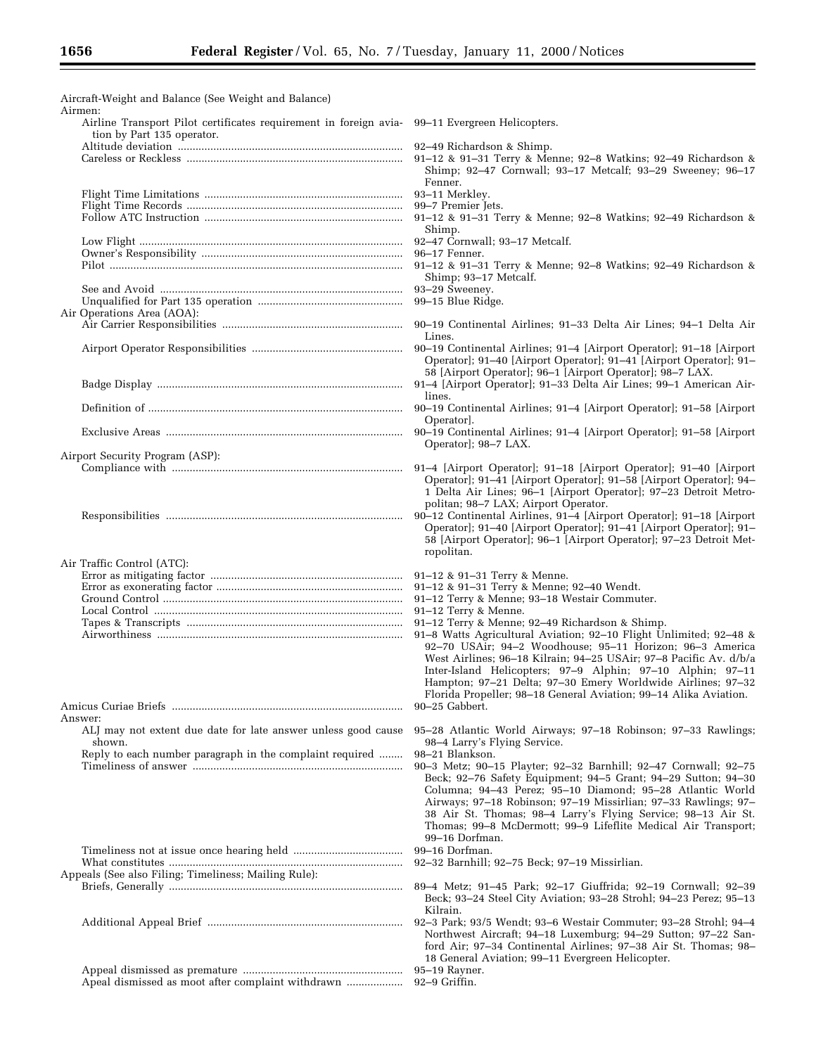| Subject | Cases |
|---|---|
| Aircraft-Weight and Balance (See Weight and Balance) | |
| Airmen: | |
| Airline Transport Pilot certificates requirement in foreign aviation by Part 135 operator. | 99–11 Evergreen Helicopters. |
| Altitude deviation | 92–49 Richardson & Shimp. |
| Careless or Reckless | 91–12 & 91–31 Terry & Menne; 92–8 Watkins; 92–49 Richardson & Shimp; 92–47 Cornwall; 93–17 Metcalf; 93–29 Sweeney; 96–17 Fenner. |
| Flight Time Limitations | 93–11 Merkley. |
| Flight Time Records | 99–7 Premier Jets. |
| Follow ATC Instruction | 91–12 & 91–31 Terry & Menne; 92–8 Watkins; 92–49 Richardson & Shimp. |
| Low Flight | 92–47 Cornwall; 93–17 Metcalf. |
| Owner's Responsibility | 96–17 Fenner. |
| Pilot | 91–12 & 91–31 Terry & Menne; 92–8 Watkins; 92–49 Richardson & Shimp; 93–17 Metcalf. |
| See and Avoid | 93–29 Sweeney. |
| Unqualified for Part 135 operation | 99–15 Blue Ridge. |
| Air Operations Area (AOA): | |
| Air Carrier Responsibilities | 90–19 Continental Airlines; 91–33 Delta Air Lines; 94–1 Delta Air Lines. |
| Airport Operator Responsibilities | 90–19 Continental Airlines; 91–4 [Airport Operator]; 91–18 [Airport Operator]; 91–40 [Airport Operator]; 91–41 [Airport Operator]; 91–58 [Airport Operator]; 96–1 [Airport Operator]; 98–7 LAX. |
| Badge Display | 91–4 [Airport Operator]; 91–33 Delta Air Lines; 99–1 American Airlines. |
| Definition of | 90–19 Continental Airlines; 91–4 [Airport Operator]; 91–58 [Airport Operator]. |
| Exclusive Areas | 90–19 Continental Airlines; 91–4 [Airport Operator]; 91–58 [Airport Operator]; 98–7 LAX. |
| Airport Security Program (ASP): | |
| Compliance with | 91–4 [Airport Operator]; 91–18 [Airport Operator]; 91–40 [Airport Operator]; 91–41 [Airport Operator]; 91–58 [Airport Operator]; 94–1 Delta Air Lines; 96–1 [Airport Operator]; 97–23 Detroit Metropolitan; 98–7 LAX; Airport Operator. |
| Responsibilities | 90–12 Continental Airlines, 91–4 [Airport Operator]; 91–18 [Airport Operator]; 91–40 [Airport Operator]; 91–41 [Airport Operator]; 91–58 [Airport Operator]; 96–1 [Airport Operator]; 97–23 Detroit Metropolitan. |
| Air Traffic Control (ATC): | |
| Error as mitigating factor | 91–12 & 91–31 Terry & Menne. |
| Error as exonerating factor | 91–12 & 91–31 Terry & Menne; 92–40 Wendt. |
| Ground Control | 91–12 Terry & Menne; 93–18 Westair Commuter. |
| Local Control | 91–12 Terry & Menne. |
| Tapes & Transcripts | 91–12 Terry & Menne; 92–49 Richardson & Shimp. |
| Airworthiness | 91–8 Watts Agricultural Aviation; 92–10 Flight Unlimited; 92–48 & 92–70 USAir; 94–2 Woodhouse; 95–11 Horizon; 96–3 America West Airlines; 96–18 Kilrain; 94–25 USAir; 97–8 Pacific Av. d/b/a Inter-Island Helicopters; 97–9 Alphin; 97–10 Alphin; 97–11 Hampton; 97–21 Delta; 97–30 Emery Worldwide Airlines; 97–32 Florida Propeller; 98–18 General Aviation; 99–14 Alika Aviation. |
| Amicus Curiae Briefs | 90–25 Gabbert. |
| Answer: | |
| ALJ may not extent due date for late answer unless good cause shown. | 95–28 Atlantic World Airways; 97–18 Robinson; 97–33 Rawlings; 98–4 Larry's Flying Service. |
| Reply to each number paragraph in the complaint required | 98–21 Blankson. |
| Timeliness of answer | 90–3 Metz; 90–15 Playter; 92–32 Barnhill; 92–47 Cornwall; 92–75 Beck; 92–76 Safety Equipment; 94–5 Grant; 94–29 Sutton; 94–30 Columna; 94–43 Perez; 95–10 Diamond; 95–28 Atlantic World Airways; 97–18 Robinson; 97–19 Missirlian; 97–33 Rawlings; 97–38 Air St. Thomas; 98–4 Larry's Flying Service; 98–13 Air St. Thomas; 99–8 McDermott; 99–9 Lifeflite Medical Air Transport; 99–16 Dorfman. |
| Timeliness not at issue once hearing held | 99–16 Dorfman. |
| What constitutes | 92–32 Barnhill; 92–75 Beck; 97–19 Missirlian. |
| Appeals (See also Filing; Timeliness; Mailing Rule): | |
| Briefs, Generally | 89–4 Metz; 91–45 Park; 92–17 Giuffrida; 92–19 Cornwall; 92–39 Beck; 93–24 Steel City Aviation; 93–28 Strohl; 94–23 Perez; 95–13 Kilrain. |
| Additional Appeal Brief | 92–3 Park; 93/5 Wendt; 93–6 Westair Commuter; 93–28 Strohl; 94–4 Northwest Aircraft; 94–18 Luxemburg; 94–29 Sutton; 97–22 Sanford Air; 97–34 Continental Airlines; 97–38 Air St. Thomas; 98–18 General Aviation; 99–11 Evergreen Helicopter. |
| Appeal dismissed as premature | 95–19 Rayner. |
| Apeal dismissed as moot after complaint withdrawn | 92–9 Griffin. |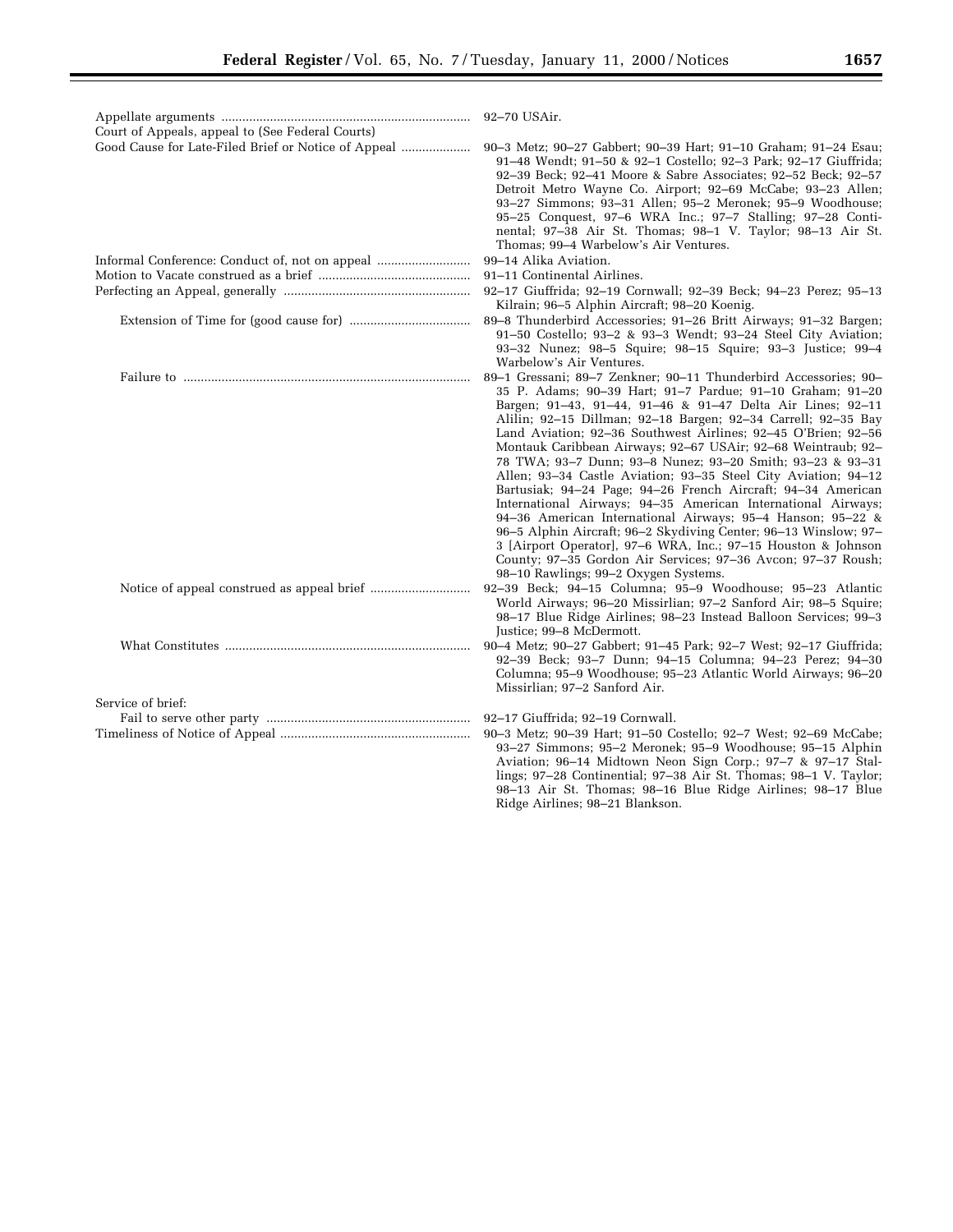| | |
|---|---|
| Appellate arguments | 92–70 USAir. |
| Court of Appeals, appeal to (See Federal Courts) | |
| Good Cause for Late-Filed Brief or Notice of Appeal | 90–3 Metz; 90–27 Gabbert; 90–39 Hart; 91–10 Graham; 91–24 Esau; 91–48 Wendt; 91–50 & 92–1 Costello; 92–3 Park; 92–17 Giuffrida; 92–39 Beck; 92–41 Moore & Sabre Associates; 92–52 Beck; 92–57 Detroit Metro Wayne Co. Airport; 92–69 McCabe; 93–23 Allen; 93–27 Simmons; 93–31 Allen; 95–2 Meronek; 95–9 Woodhouse; 95–25 Conquest, 97–6 WRA Inc.; 97–7 Stalling; 97–28 Continental; 97–38 Air St. Thomas; 98–1 V. Taylor; 98–13 Air St. Thomas; 99–4 Warbelow's Air Ventures. |
| Informal Conference: Conduct of, not on appeal | 99–14 Alika Aviation. |
| Motion to Vacate construed as a brief | 91–11 Continental Airlines. |
| Perfecting an Appeal, generally | 92–17 Giuffrida; 92–19 Cornwall; 92–39 Beck; 94–23 Perez; 95–13 Kilrain; 96–5 Alphin Aircraft; 98–20 Koenig. |
| Extension of Time for (good cause for) | 89–8 Thunderbird Accessories; 91–26 Britt Airways; 91–32 Bargen; 91–50 Costello; 93–2 & 93–3 Wendt; 93–24 Steel City Aviation; 93–32 Nunez; 98–5 Squire; 98–15 Squire; 93–3 Justice; 99–4 Warbelow's Air Ventures. |
| Failure to | 89–1 Gressani; 89–7 Zenkner; 90–11 Thunderbird Accessories; 90–35 P. Adams; 90–39 Hart; 91–7 Pardue; 91–10 Graham; 91–20 Bargen; 91–43, 91–44, 91–46 & 91–47 Delta Air Lines; 92–11 Alilin; 92–15 Dillman; 92–18 Bargen; 92–34 Carrell; 92–35 Bay Land Aviation; 92–36 Southwest Airlines; 92–45 O'Brien; 92–56 Montauk Caribbean Airways; 92–67 USAir; 92–68 Weintraub; 92–78 TWA; 93–7 Dunn; 93–8 Nunez; 93–20 Smith; 93–23 & 93–31 Allen; 93–34 Castle Aviation; 93–35 Steel City Aviation; 94–12 Bartusiak; 94–24 Page; 94–26 French Aircraft; 94–34 American International Airways; 94–35 American International Airways; 94–36 American International Airways; 95–4 Hanson; 95–22 & 96–5 Alphin Aircraft; 96–2 Skydiving Center; 96–13 Winslow; 97–3 [Airport Operator], 97–6 WRA, Inc.; 97–15 Houston & Johnson County; 97–35 Gordon Air Services; 97–36 Avcon; 97–37 Roush; 98–10 Rawlings; 99–2 Oxygen Systems. |
| Notice of appeal construed as appeal brief | 92–39 Beck; 94–15 Columna; 95–9 Woodhouse; 95–23 Atlantic World Airways; 96–20 Missirlian; 97–2 Sanford Air; 98–5 Squire; 98–17 Blue Ridge Airlines; 98–23 Instead Balloon Services; 99–3 Justice; 99–8 McDermott. |
| What Constitutes | 90–4 Metz; 90–27 Gabbert; 91–45 Park; 92–7 West; 92–17 Giuffrida; 92–39 Beck; 93–7 Dunn; 94–15 Columna; 94–23 Perez; 94–30 Columna; 95–9 Woodhouse; 95–23 Atlantic World Airways; 96–20 Missirlian; 97–2 Sanford Air. |
| Service of brief: | |
| Fail to serve other party | 92–17 Giuffrida; 92–19 Cornwall. |
| Timeliness of Notice of Appeal | 90–3 Metz; 90–39 Hart; 91–50 Costello; 92–7 West; 92–69 McCabe; 93–27 Simmons; 95–2 Meronek; 95–9 Woodhouse; 95–15 Alphin Aviation; 96–14 Midtown Neon Sign Corp.; 97–7 & 97–17 Stallings; 97–28 Continential; 97–38 Air St. Thomas; 98–1 V. Taylor; 98–13 Air St. Thomas; 98–16 Blue Ridge Airlines; 98–17 Blue Ridge Airlines; 98–21 Blankson. |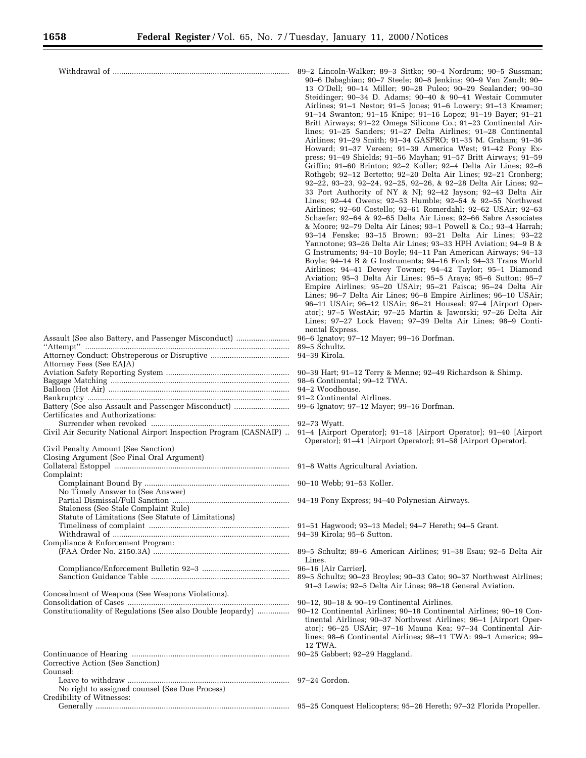| | |
|---|---|
| Withdrawal of | 89–2 Lincoln-Walker; 89–3 Sittko; 90–4 Nordrum; 90–5 Sussman; 90–6 Dabaghian; 90–7 Steele; 90–8 Jenkins; 90–9 Van Zandt; 90–13 O'Dell; 90–14 Miller; 90–28 Puleo; 90–29 Sealander; 90–30 Steidinger; 90–34 D. Adams; 90–40 & 90–41 Westair Commuter Airlines; 91–1 Nestor; 91–5 Jones; 91–6 Lowery; 91–13 Kreamer; 91–14 Swanton; 91–15 Knipe; 91–16 Lopez; 91–19 Bayer; 91–21 Britt Airways; 91–22 Omega Silicone Co.; 91–23 Continental Airlines; 91–25 Sanders; 91–27 Delta Airlines; 91–28 Continental Airlines; 91–29 Smith; 91–34 GASPRO; 91–35 M. Graham; 91–36 Howard; 91–37 Vereen; 91–39 America West; 91–42 Pony Express; 91–49 Shields; 91–56 Mayhan; 91–57 Britt Airways; 91–59 Griffin; 91–60 Brinton; 92–2 Koller; 92–4 Delta Air Lines; 92–6 Rothgeb; 92–12 Bertetto; 92–20 Delta Air Lines; 92–21 Cronberg; 92–22, 93–23, 92–24, 92–25, 92–26, & 92–28 Delta Air Lines; 92–33 Port Authority of NY & NJ; 92–42 Jayson; 92–43 Delta Air Lines; 92–44 Owens; 92–53 Humble; 92–54 & 92–55 Northwest Airlines; 92–60 Costello; 92–61 Romerdahl; 92–62 USAir; 92–63 Schaefer; 92–64 & 92–65 Delta Air Lines; 92–66 Sabre Associates & Moore; 92–79 Delta Air Lines; 93–1 Powell & Co.; 93–4 Harrah; 93–14 Fenske; 93–15 Brown; 93–21 Delta Air Lines; 93–22 Yannotone; 93–26 Delta Air Lines; 93–33 HPH Aviation; 94–9 B & G Instruments; 94–10 Boyle; 94–11 Pan American Airways; 94–13 Boyle; 94–14 B & G Instruments; 94–16 Ford; 94–33 Trans World Airlines; 94–41 Dewey Towner; 94–42 Taylor; 95–1 Diamond Aviation; 95–3 Delta Air Lines; 95–5 Araya; 95–6 Sutton; 95–7 Empire Airlines; 95–20 USAir; 95–21 Faisca; 95–24 Delta Air Lines; 96–7 Delta Air Lines; 96–8 Empire Airlines; 96–10 USAir; 96–11 USAir; 96–12 USAir; 96–21 Houseal; 97–4 [Airport Operator]; 97–5 WestAir; 97–25 Martin & Jaworski; 97–26 Delta Air Lines; 97–27 Lock Haven; 97–39 Delta Air Lines; 98–9 Continental Express. |
| Assault (See also Battery, and Passenger Misconduct) | 96–6 Ignatov; 97–12 Mayer; 99–16 Dorfman. |
| "Attempt" | 89–5 Schultz. |
| Attorney Conduct: Obstreperous or Disruptive | 94–39 Kirola. |
| Attorney Fees (See EAJA) | |
| Aviation Safety Reporting System | 90–39 Hart; 91–12 Terry & Menne; 92–49 Richardson & Shimp. |
| Baggage Matching | 98–6 Continental; 99–12 TWA. |
| Balloon (Hot Air) | 94–2 Woodhouse. |
| Bankruptcy | 91–2 Continental Airlines. |
| Battery (See also Assault and Passenger Misconduct) | 99–6 Ignatov; 97–12 Mayer; 99–16 Dorfman. |
| Certificates and Authorizations: | |
| Surrender when revoked | 92–73 Wyatt. |
| Civil Air Security National Airport Inspection Program (CASNAIP) | 91–4 [Airport Operator]; 91–18 [Airport Operator]; 91–40 [Airport Operator]; 91–41 [Airport Operator]; 91–58 [Airport Operator]. |
| Civil Penalty Amount (See Sanction) | |
| Closing Argument (See Final Oral Argument) | |
| Collateral Estoppel | 91–8 Watts Agricultural Aviation. |
| Complaint: | |
| Complainant Bound By | 90–10 Webb; 91–53 Koller. |
| No Timely Answer to (See Answer) | |
| Partial Dismissal/Full Sanction | 94–19 Pony Express; 94–40 Polynesian Airways. |
| Staleness (See Stale Complaint Rule) | |
| Statute of Limitations (See Statute of Limitations) | |
| Timeliness of complaint | 91–51 Hagwood; 93–13 Medel; 94–7 Hereth; 94–5 Grant. |
| Withdrawal of | 94–39 Kirola; 95–6 Sutton. |
| Compliance & Enforcement Program: | |
| (FAA Order No. 2150.3A) | 89–5 Schultz; 89–6 American Airlines; 91–38 Esau; 92–5 Delta Air Lines. |
| Compliance/Enforcement Bulletin 92–3 | 96–16 [Air Carrier]. |
| Sanction Guidance Table | 89–5 Schultz; 90–23 Broyles; 90–33 Cato; 90–37 Northwest Airlines; 91–3 Lewis; 92–5 Delta Air Lines; 98–18 General Aviation. |
| Concealment of Weapons (See Weapons Violations). | |
| Consolidation of Cases | 90–12, 90–18 & 90–19 Continental Airlines. |
| Constitutionality of Regulations (See also Double Jeopardy) | 90–12 Continental Airlines; 90–18 Continental Airlines; 90–19 Continental Airlines; 90–37 Northwest Airlines; 96–1 [Airport Operator]; 96–25 USAir; 97–16 Mauna Kea; 97–34 Continental Airlines; 98–6 Continental Airlines; 98–11 TWA: 99–1 America; 99–12 TWA. |
| Continuance of Hearing | 90–25 Gabbert; 92–29 Haggland. |
| Corrective Action (See Sanction) | |
| Counsel: | |
| Leave to withdraw | 97–24 Gordon. |
| No right to assigned counsel (See Due Process) | |
| Credibility of Witnesses: | |
| Generally | 95–25 Conquest Helicopters; 95–26 Hereth; 97–32 Florida Propeller. |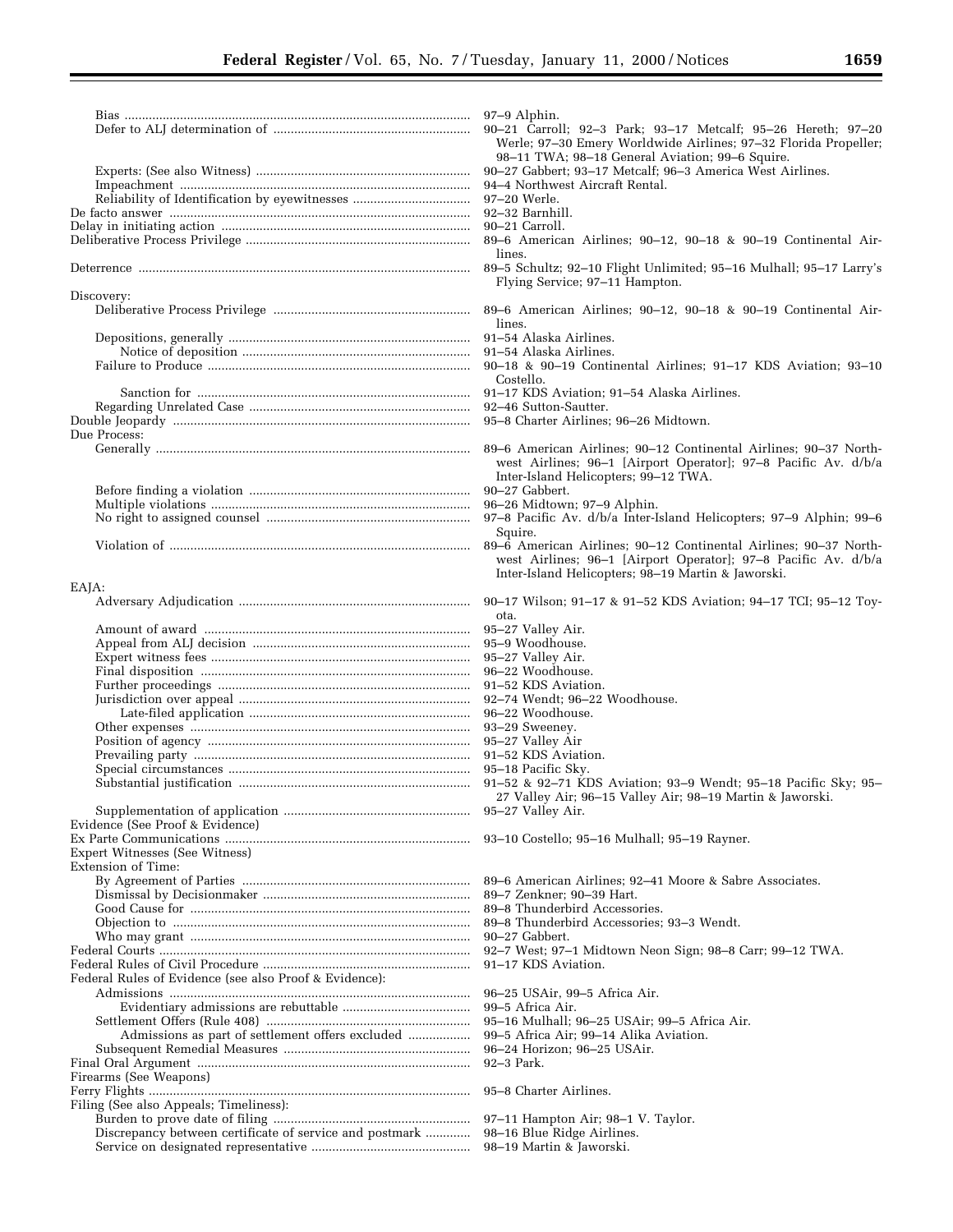| | |
|---|---|
| Bias | 97–9 Alphin. |
| Defer to ALJ determination of | 90–21 Carroll; 92–3 Park; 93–17 Metcalf; 95–26 Hereth; 97–20 Werle; 97–30 Emery Worldwide Airlines; 97–32 Florida Propeller; 98–11 TWA; 98–18 General Aviation; 99–6 Squire. |
| Experts: (See also Witness) | 90–27 Gabbert; 93–17 Metcalf; 96–3 America West Airlines. |
| Impeachment | 94–4 Northwest Aircraft Rental. |
| Reliability of Identification by eyewitnesses | 97–20 Werle. |
| De facto answer | 92–32 Barnhill. |
| Delay in initiating action | 90–21 Carroll. |
| Deliberative Process Privilege | 89–6 American Airlines; 90–12, 90–18 & 90–19 Continental Airlines. |
| Deterrence | 89–5 Schultz; 92–10 Flight Unlimited; 95–16 Mulhall; 95–17 Larry's Flying Service; 97–11 Hampton. |
| Discovery: | |
| Deliberative Process Privilege | 89–6 American Airlines; 90–12, 90–18 & 90–19 Continental Airlines. |
| Depositions, generally | 91–54 Alaska Airlines. |
| Notice of deposition | 91–54 Alaska Airlines. |
| Failure to Produce | 90–18 & 90–19 Continental Airlines; 91–17 KDS Aviation; 93–10 Costello. |
| Sanction for | 91–17 KDS Aviation; 91–54 Alaska Airlines. |
| Regarding Unrelated Case | 92–46 Sutton-Sautter. |
| Double Jeopardy | 95–8 Charter Airlines; 96–26 Midtown. |
| Due Process: | |
| Generally | 89–6 American Airlines; 90–12 Continental Airlines; 90–37 Northwest Airlines; 96–1 [Airport Operator]; 97–8 Pacific Av. d/b/a Inter-Island Helicopters; 99–12 TWA. |
| Before finding a violation | 90–27 Gabbert. |
| Multiple violations | 96–26 Midtown; 97–9 Alphin. |
| No right to assigned counsel | 97–8 Pacific Av. d/b/a Inter-Island Helicopters; 97–9 Alphin; 99–6 Squire. |
| Violation of | 89–6 American Airlines; 90–12 Continental Airlines; 90–37 Northwest Airlines; 96–1 [Airport Operator]; 97–8 Pacific Av. d/b/a Inter-Island Helicopters; 98–19 Martin & Jaworski. |
| EAJA: | |
| Adversary Adjudication | 90–17 Wilson; 91–17 & 91–52 KDS Aviation; 94–17 TCI; 95–12 Toyota. |
| Amount of award | 95–27 Valley Air. |
| Appeal from ALJ decision | 95–9 Woodhouse. |
| Expert witness fees | 95–27 Valley Air. |
| Final disposition | 96–22 Woodhouse. |
| Further proceedings | 91–52 KDS Aviation. |
| Jurisdiction over appeal | 92–74 Wendt; 96–22 Woodhouse. |
| Late-filed application | 96–22 Woodhouse. |
| Other expenses | 93–29 Sweeney. |
| Position of agency | 95–27 Valley Air |
| Prevailing party | 91–52 KDS Aviation. |
| Special circumstances | 95–18 Pacific Sky. |
| Substantial justification | 91–52 & 92–71 KDS Aviation; 93–9 Wendt; 95–18 Pacific Sky; 95–27 Valley Air; 96–15 Valley Air; 98–19 Martin & Jaworski. |
| Supplementation of application | 95–27 Valley Air. |
| Evidence (See Proof & Evidence) | |
| Ex Parte Communications | 93–10 Costello; 95–16 Mulhall; 95–19 Rayner. |
| Expert Witnesses (See Witness) | |
| Extension of Time: | |
| By Agreement of Parties | 89–6 American Airlines; 92–41 Moore & Sabre Associates. |
| Dismissal by Decisionmaker | 89–7 Zenkner; 90–39 Hart. |
| Good Cause for | 89–8 Thunderbird Accessories. |
| Objection to | 89–8 Thunderbird Accessories; 93–3 Wendt. |
| Who may grant | 90–27 Gabbert. |
| Federal Courts | 92–7 West; 97–1 Midtown Neon Sign; 98–8 Carr; 99–12 TWA. |
| Federal Rules of Civil Procedure | 91–17 KDS Aviation. |
| Federal Rules of Evidence (see also Proof & Evidence): | |
| Admissions | 96–25 USAir, 99–5 Africa Air. |
| Evidentiary admissions are rebuttable | 99–5 Africa Air. |
| Settlement Offers (Rule 408) | 95–16 Mulhall; 96–25 USAir; 99–5 Africa Air. |
| Admissions as part of settlement offers excluded | 99–5 Africa Air; 99–14 Alika Aviation. |
| Subsequent Remedial Measures | 96–24 Horizon; 96–25 USAir. |
| Final Oral Argument | 92–3 Park. |
| Firearms (See Weapons) | |
| Ferry Flights | 95–8 Charter Airlines. |
| Filing (See also Appeals; Timeliness): | |
| Burden to prove date of filing | 97–11 Hampton Air; 98–1 V. Taylor. |
| Discrepancy between certificate of service and postmark | 98–16 Blue Ridge Airlines. |
| Service on designated representative | 98–19 Martin & Jaworski. |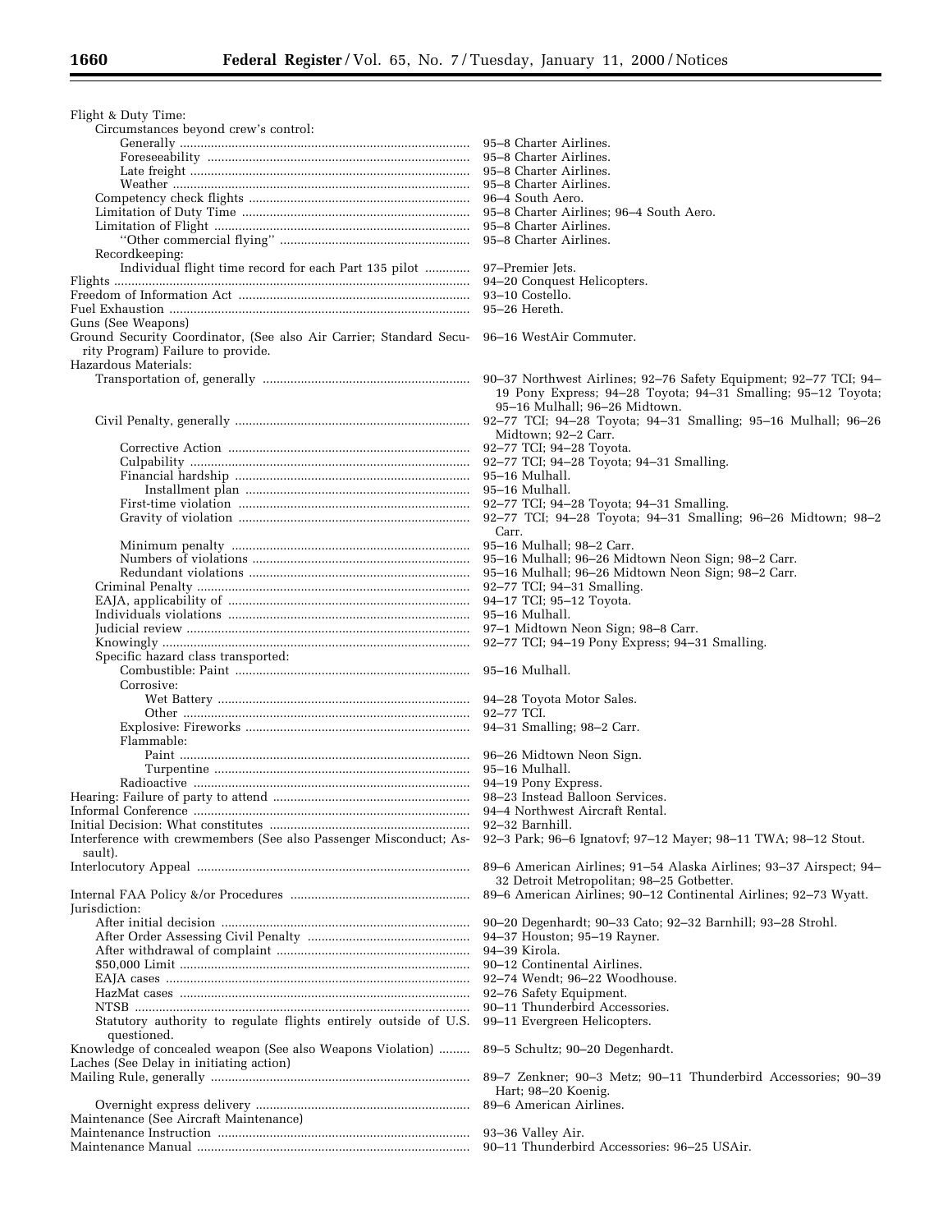| | |
|---|---|
| Flight & Duty Time: | |
| Circumstances beyond crew's control: | |
| Generally | 95–8 Charter Airlines. |
| Foreseeability | 95–8 Charter Airlines. |
| Late freight | 95–8 Charter Airlines. |
| Weather | 95–8 Charter Airlines. |
| Competency check flights | 96–4 South Aero. |
| Limitation of Duty Time | 95–8 Charter Airlines; 96–4 South Aero. |
| Limitation of Flight | 95–8 Charter Airlines. |
| "Other commercial flying" | 95–8 Charter Airlines. |
| Recordkeeping: | |
| Individual flight time record for each Part 135 pilot | 97–Premier Jets. |
| Flights | 94–20 Conquest Helicopters. |
| Freedom of Information Act | 93–10 Costello. |
| Fuel Exhaustion | 95–26 Hereth. |
| Guns (See Weapons) | |
| Ground Security Coordinator, (See also Air Carrier; Standard Security Program) Failure to provide. | 96–16 WestAir Commuter. |
| Hazardous Materials: | |
| Transportation of, generally | 90–37 Northwest Airlines; 92–76 Safety Equipment; 92–77 TCI; 94–19 Pony Express; 94–28 Toyota; 94–31 Smalling; 95–12 Toyota; 95–16 Mulhall; 96–26 Midtown. |
| Civil Penalty, generally | 92–77 TCI; 94–28 Toyota; 94–31 Smalling; 95–16 Mulhall; 96–26 Midtown; 92–2 Carr. |
| Corrective Action | 92–77 TCI; 94–28 Toyota. |
| Culpability | 92–77 TCI; 94–28 Toyota; 94–31 Smalling. |
| Financial hardship | 95–16 Mulhall. |
| Installment plan | 95–16 Mulhall. |
| First-time violation | 92–77 TCI; 94–28 Toyota; 94–31 Smalling. |
| Gravity of violation | 92–77 TCI; 94–28 Toyota; 94–31 Smalling; 96–26 Midtown; 98–2 Carr. |
| Minimum penalty | 95–16 Mulhall; 98–2 Carr. |
| Numbers of violations | 95–16 Mulhall; 96–26 Midtown Neon Sign; 98–2 Carr. |
| Redundant violations | 95–16 Mulhall; 96–26 Midtown Neon Sign; 98–2 Carr. |
| Criminal Penalty | 92–77 TCI; 94–31 Smalling. |
| EAJA, applicability of | 94–17 TCI; 95–12 Toyota. |
| Individuals violations | 95–16 Mulhall. |
| Judicial review | 97–1 Midtown Neon Sign; 98–8 Carr. |
| Knowingly | 92–77 TCI; 94–19 Pony Express; 94–31 Smalling. |
| Specific hazard class transported: | |
| Combustible: Paint | 95–16 Mulhall. |
| Corrosive: | |
| Wet Battery | 94–28 Toyota Motor Sales. |
| Other | 92–77 TCI. |
| Explosive: Fireworks | 94–31 Smalling; 98–2 Carr. |
| Flammable: | |
| Paint | 96–26 Midtown Neon Sign. |
| Turpentine | 95–16 Mulhall. |
| Radioactive | 94–19 Pony Express. |
| Hearing: Failure of party to attend | 98–23 Instead Balloon Services. |
| Informal Conference | 94–4 Northwest Aircraft Rental. |
| Initial Decision: What constitutes | 92–32 Barnhill. |
| Interference with crewmembers (See also Passenger Misconduct; Assault). | 92–3 Park; 96–6 Ignatovf; 97–12 Mayer; 98–11 TWA; 98–12 Stout. |
| Interlocutory Appeal | 89–6 American Airlines; 91–54 Alaska Airlines; 93–37 Airspect; 94–32 Detroit Metropolitan; 98–25 Gotbetter. |
| Internal FAA Policy &/or Procedures | 89–6 American Airlines; 90–12 Continental Airlines; 92–73 Wyatt. |
| Jurisdiction: | |
| After initial decision | 90–20 Degenhardt; 90–33 Cato; 92–32 Barnhill; 93–28 Strohl. |
| After Order Assessing Civil Penalty | 94–37 Houston; 95–19 Rayner. |
| After withdrawal of complaint | 94–39 Kirola. |
| $50,000 Limit | 90–12 Continental Airlines. |
| EAJA cases | 92–74 Wendt; 96–22 Woodhouse. |
| HazMat cases | 92–76 Safety Equipment. |
| NTSB | 90–11 Thunderbird Accessories. |
| Statutory authority to regulate flights entirely outside of U.S. questioned. | 99–11 Evergreen Helicopters. |
| Knowledge of concealed weapon (See also Weapons Violation) | 89–5 Schultz; 90–20 Degenhardt. |
| Laches (See Delay in initiating action) | |
| Mailing Rule, generally | 89–7 Zenkner; 90–3 Metz; 90–11 Thunderbird Accessories; 90–39 Hart; 98–20 Koenig. |
| Overnight express delivery | 89–6 American Airlines. |
| Maintenance (See Aircraft Maintenance) | |
| Maintenance Instruction | 93–36 Valley Air. |
| Maintenance Manual | 90–11 Thunderbird Accessories: 96–25 USAir. |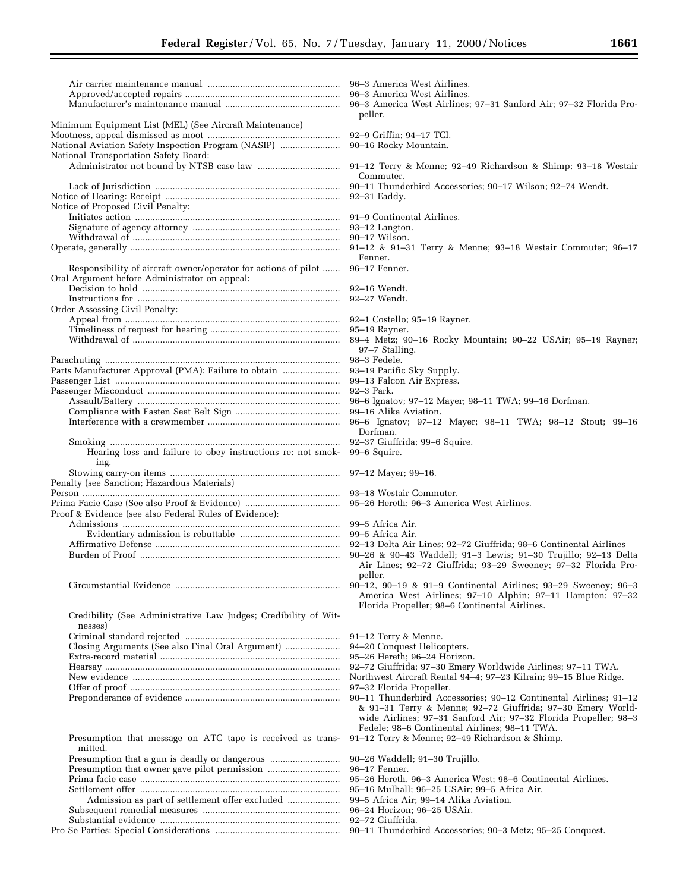| Subject | Cases |
| --- | --- |
| Air carrier maintenance manual | 96–3 America West Airlines. |
| Approved/accepted repairs | 96–3 America West Airlines. |
| Manufacturer's maintenance manual | 96–3 America West Airlines; 97–31 Sanford Air; 97–32 Florida Propeller. |
| Minimum Equipment List (MEL) (See Aircraft Maintenance) | |
| Mootness, appeal dismissed as moot | 92–9 Griffin; 94–17 TCI. |
| National Aviation Safety Inspection Program (NASIP) | 90–16 Rocky Mountain. |
| National Transportation Safety Board: | |
| Administrator not bound by NTSB case law | 91–12 Terry & Menne; 92–49 Richardson & Shimp; 93–18 Westair Commuter. |
| Lack of Jurisdiction | 90–11 Thunderbird Accessories; 90–17 Wilson; 92–74 Wendt. |
| Notice of Hearing: Receipt | 92–31 Eaddy. |
| Notice of Proposed Civil Penalty: | |
| Initiates action | 91–9 Continental Airlines. |
| Signature of agency attorney | 93–12 Langton. |
| Withdrawal of | 90–17 Wilson. |
| Operate, generally | 91–12 & 91–31 Terry & Menne; 93–18 Westair Commuter; 96–17 Fenner. |
| Responsibility of aircraft owner/operator for actions of pilot | 96–17 Fenner. |
| Oral Argument before Administrator on appeal: | |
| Decision to hold | 92–16 Wendt. |
| Instructions for | 92–27 Wendt. |
| Order Assessing Civil Penalty: | |
| Appeal from | 92–1 Costello; 95–19 Rayner. |
| Timeliness of request for hearing | 95–19 Rayner. |
| Withdrawal of | 89–4 Metz; 90–16 Rocky Mountain; 90–22 USAir; 95–19 Rayner; 97–7 Stalling. |
| Parachuting | 98–3 Fedele. |
| Parts Manufacturer Approval (PMA): Failure to obtain | 93–19 Pacific Sky Supply. |
| Passenger List | 99–13 Falcon Air Express. |
| Passenger Misconduct | 92–3 Park. |
| Assault/Battery | 96–6 Ignatov; 97–12 Mayer; 98–11 TWA; 99–16 Dorfman. |
| Compliance with Fasten Seat Belt Sign | 99–16 Alika Aviation. |
| Interference with a crewmember | 96–6 Ignatov; 97–12 Mayer; 98–11 TWA; 98–12 Stout; 99–16 Dorfman. |
| Smoking | 92–37 Giuffrida; 99–6 Squire. |
| Hearing loss and failure to obey instructions re: not smoking. | 99–6 Squire. |
| Stowing carry-on items | 97–12 Mayer; 99–16. |
| Penalty (see Sanction; Hazardous Materials) | |
| Person | 93–18 Westair Commuter. |
| Prima Facie Case (See also Proof & Evidence) | 95–26 Hereth; 96–3 America West Airlines. |
| Proof & Evidence (see also Federal Rules of Evidence): | |
| Admissions | 99–5 Africa Air. |
| Evidentiary admission is rebuttable | 99–5 Africa Air. |
| Affirmative Defense | 92–13 Delta Air Lines; 92–72 Giuffrida; 98–6 Continental Airlines |
| Burden of Proof | 90–26 & 90–43 Waddell; 91–3 Lewis; 91–30 Trujillo; 92–13 Delta Air Lines; 92–72 Giuffrida; 93–29 Sweeney; 97–32 Florida Propeller. |
| Circumstantial Evidence | 90–12, 90–19 & 91–9 Continental Airlines; 93–29 Sweeney; 96–3 America West Airlines; 97–10 Alphin; 97–11 Hampton; 97–32 Florida Propeller; 98–6 Continental Airlines. |
| Credibility (See Administrative Law Judges; Credibility of Witnesses) | |
| Criminal standard rejected | 91–12 Terry & Menne. |
| Closing Arguments (See also Final Oral Argument) | 94–20 Conquest Helicopters. |
| Extra-record material | 95–26 Hereth; 96–24 Horizon. |
| Hearsay | 92–72 Giuffrida; 97–30 Emery Worldwide Airlines; 97–11 TWA. |
| New evidence | Northwest Aircraft Rental 94–4; 97–23 Kilrain; 99–15 Blue Ridge. |
| Offer of proof | 97–32 Florida Propeller. |
| Preponderance of evidence | 90–11 Thunderbird Accessories; 90–12 Continental Airlines; 91–12 & 91–31 Terry & Menne; 92–72 Giuffrida; 97–30 Emery Worldwide Airlines; 97–31 Sanford Air; 97–32 Florida Propeller; 98–3 Fedele; 98–6 Continental Airlines; 98–11 TWA. |
| Presumption that message on ATC tape is received as transmitted. | 91–12 Terry & Menne; 92–49 Richardson & Shimp. |
| Presumption that a gun is deadly or dangerous | 90–26 Waddell; 91–30 Trujillo. |
| Presumption that owner gave pilot permission | 96–17 Fenner. |
| Prima facie case | 95–26 Hereth, 96–3 America West; 98–6 Continental Airlines. |
| Settlement offer | 95–16 Mulhall; 96–25 USAir; 99–5 Africa Air. |
| Admission as part of settlement offer excluded | 99–5 Africa Air; 99–14 Alika Aviation. |
| Subsequent remedial measures | 96–24 Horizon; 96–25 USAir. |
| Substantial evidence | 92–72 Giuffrida. |
| Pro Se Parties: Special Considerations | 90–11 Thunderbird Accessories; 90–3 Metz; 95–25 Conquest. |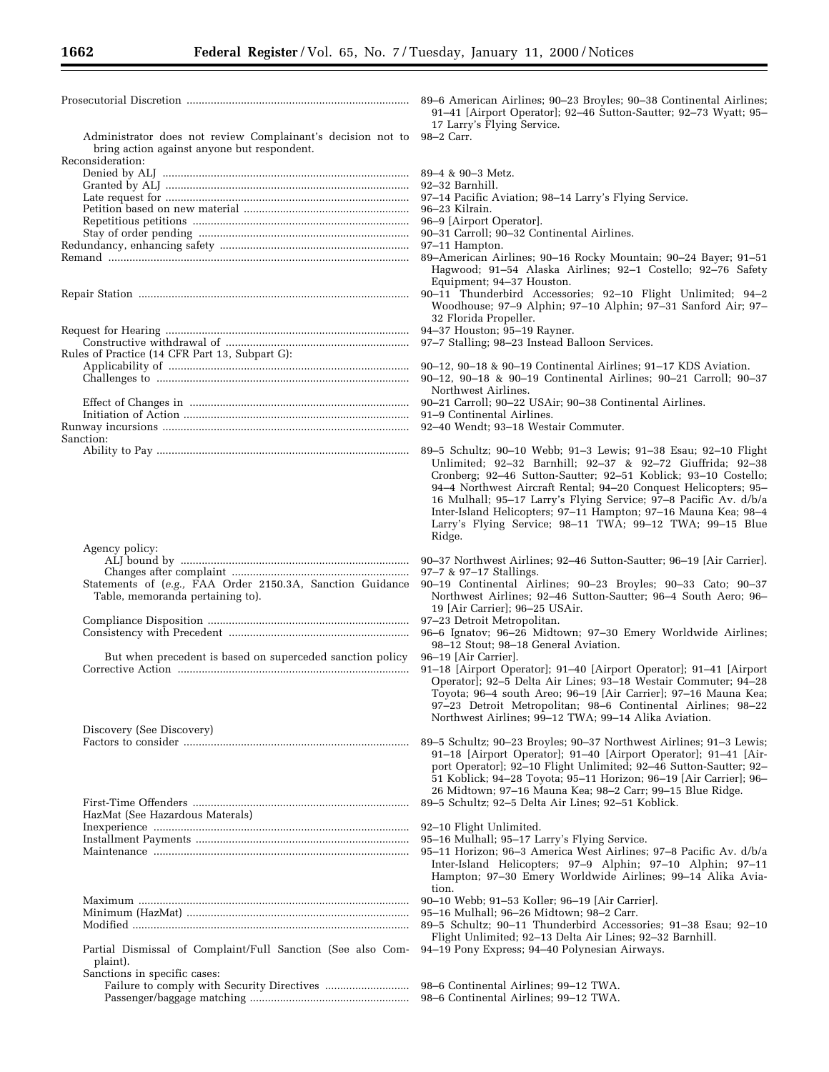| Subject | Decisions |
| --- | --- |
| Prosecutorial Discretion | 89–6 American Airlines; 90–23 Broyles; 90–38 Continental Airlines; 91–41 [Airport Operator]; 92–46 Sutton-Sautter; 92–73 Wyatt; 95–17 Larry's Flying Service. |
| Administrator does not review Complainant's decision not to bring action against anyone but respondent. | 98–2 Carr. |
| Reconsideration: | |
| Denied by ALJ | 89–4 & 90–3 Metz. |
| Granted by ALJ | 92–32 Barnhill. |
| Late request for | 97–14 Pacific Aviation; 98–14 Larry's Flying Service. |
| Petition based on new material | 96–23 Kilrain. |
| Repetitious petitions | 96–9 [Airport Operator]. |
| Stay of order pending | 90–31 Carroll; 90–32 Continental Airlines. |
| Redundancy, enhancing safety | 97–11 Hampton. |
| Remand | 89–American Airlines; 90–16 Rocky Mountain; 90–24 Bayer; 91–51 Hagwood; 91–54 Alaska Airlines; 92–1 Costello; 92–76 Safety Equipment; 94–37 Houston. |
| Repair Station | 90–11 Thunderbird Accessories; 92–10 Flight Unlimited; 94–2 Woodhouse; 97–9 Alphin; 97–10 Alphin; 97–31 Sanford Air; 97–32 Florida Propeller. |
| Request for Hearing | 94–37 Houston; 95–19 Rayner. |
| Constructive withdrawal of | 97–7 Stalling; 98–23 Instead Balloon Services. |
| Rules of Practice (14 CFR Part 13, Subpart G): | |
| Applicability of | 90–12, 90–18 & 90–19 Continental Airlines; 91–17 KDS Aviation. |
| Challenges to | 90–12, 90–18 & 90–19 Continental Airlines; 90–21 Carroll; 90–37 Northwest Airlines. |
| Effect of Changes in | 90–21 Carroll; 90–22 USAir; 90–38 Continental Airlines. |
| Initiation of Action | 91–9 Continental Airlines. |
| Runway incursions | 92–40 Wendt; 93–18 Westair Commuter. |
| Sanction: | |
| Ability to Pay | 89–5 Schultz; 90–10 Webb; 91–3 Lewis; 91–38 Esau; 92–10 Flight Unlimited; 92–32 Barnhill; 92–37 & 92–72 Giuffrida; 92–38 Cronberg; 92–46 Sutton-Sautter; 92–51 Koblick; 93–10 Costello; 94–4 Northwest Aircraft Rental; 94–20 Conquest Helicopters; 95–16 Mulhall; 95–17 Larry's Flying Service; 97–8 Pacific Av. d/b/a Inter-Island Helicopters; 97–11 Hampton; 97–16 Mauna Kea; 98–4 Larry's Flying Service; 98–11 TWA; 99–12 TWA; 99–15 Blue Ridge. |
| Agency policy: | |
| ALJ bound by | 90–37 Northwest Airlines; 92–46 Sutton-Sautter; 96–19 [Air Carrier]. |
| Changes after complaint | 97–7 & 97–17 Stallings. |
| Statements of (*e.g.,* FAA Order 2150.3A, Sanction Guidance Table, memoranda pertaining to). | 90–19 Continental Airlines; 90–23 Broyles; 90–33 Cato; 90–37 Northwest Airlines; 92–46 Sutton-Sautter; 96–4 South Aero; 96–19 [Air Carrier]; 96–25 USAir. |
| Compliance Disposition | 97–23 Detroit Metropolitan. |
| Consistency with Precedent | 96–6 Ignatov; 96–26 Midtown; 97–30 Emery Worldwide Airlines; 98–12 Stout; 98–18 General Aviation. |
| But when precedent is based on superceded sanction policy | 96–19 [Air Carrier]. |
| Corrective Action | 91–18 [Airport Operator]; 91–40 [Airport Operator]; 91–41 [Airport Operator]; 92–5 Delta Air Lines; 93–18 Westair Commuter; 94–28 Toyota; 96–4 south Areo; 96–19 [Air Carrier]; 97–16 Mauna Kea; 97–23 Detroit Metropolitan; 98–6 Continental Airlines; 98–22 Northwest Airlines; 99–12 TWA; 99–14 Alika Aviation. |
| Discovery (See Discovery) | |
| Factors to consider | 89–5 Schultz; 90–23 Broyles; 90–37 Northwest Airlines; 91–3 Lewis; 91–18 [Airport Operator]; 91–40 [Airport Operator]; 91–41 [Airport Operator]; 92–10 Flight Unlimited; 92–46 Sutton-Sautter; 92–51 Koblick; 94–28 Toyota; 95–11 Horizon; 96–19 [Air Carrier]; 96–26 Midtown; 97–16 Mauna Kea; 98–2 Carr; 99–15 Blue Ridge. |
| First-Time Offenders | 89–5 Schultz; 92–5 Delta Air Lines; 92–51 Koblick. |
| HazMat (See Hazardous Materals) | |
| Inexperience | 92–10 Flight Unlimited. |
| Installment Payments | 95–16 Mulhall; 95–17 Larry's Flying Service. |
| Maintenance | 95–11 Horizon; 96–3 America West Airlines; 97–8 Pacific Av. d/b/a Inter-Island Helicopters; 97–9 Alphin; 97–10 Alphin; 97–11 Hampton; 97–30 Emery Worldwide Airlines; 99–14 Alika Aviation. |
| Maximum | 90–10 Webb; 91–53 Koller; 96–19 [Air Carrier]. |
| Minimum (HazMat) | 95–16 Mulhall; 96–26 Midtown; 98–2 Carr. |
| Modified | 89–5 Schultz; 90–11 Thunderbird Accessories; 91–38 Esau; 92–10 Flight Unlimited; 92–13 Delta Air Lines; 92–32 Barnhill. |
| Partial Dismissal of Complaint/Full Sanction (See also Complaint). | 94–19 Pony Express; 94–40 Polynesian Airways. |
| Sanctions in specific cases: | |
| Failure to comply with Security Directives | 98–6 Continental Airlines; 99–12 TWA. |
| Passenger/baggage matching | 98–6 Continental Airlines; 99–12 TWA. |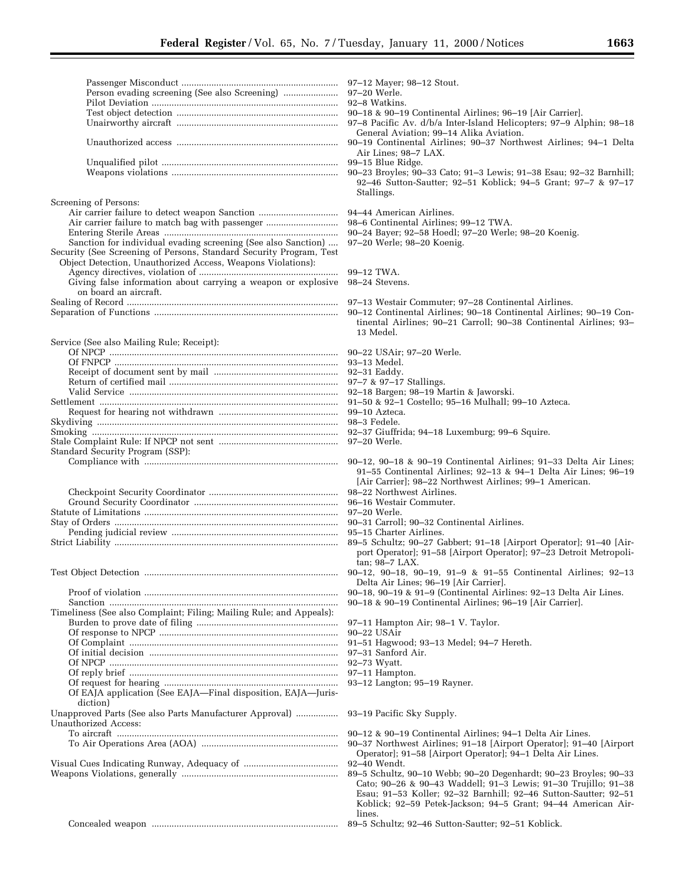| | |
|---|---|
| Passenger Misconduct | 97–12 Mayer; 98–12 Stout. |
| Person evading screening (See also Screening) | 97–20 Werle. |
| Pilot Deviation | 92–8 Watkins. |
| Test object detection | 90–18 & 90–19 Continental Airlines; 96–19 [Air Carrier]. |
| Unairworthy aircraft | 97–8 Pacific Av. d/b/a Inter-Island Helicopters; 97–9 Alphin; 98–18 General Aviation; 99–14 Alika Aviation. |
| Unauthorized access | 90–19 Continental Airlines; 90–37 Northwest Airlines; 94–1 Delta Air Lines; 98–7 LAX. |
| Unqualified pilot | 99–15 Blue Ridge. |
| Weapons violations | 90–23 Broyles; 90–33 Cato; 91–3 Lewis; 91–38 Esau; 92–32 Barnhill; 92–46 Sutton-Sautter; 92–51 Koblick; 94–5 Grant; 97–7 & 97–17 Stallings. |
| Screening of Persons: | |
| Air carrier failure to detect weapon Sanction | 94–44 American Airlines. |
| Air carrier failure to match bag with passenger | 98–6 Continental Airlines; 99–12 TWA. |
| Entering Sterile Areas | 90–24 Bayer; 92–58 Hoedl; 97–20 Werle; 98–20 Koenig. |
| Sanction for individual evading screening (See also Sanction) | 97–20 Werle; 98–20 Koenig. |
| Security (See Screening of Persons, Standard Security Program, Test Object Detection, Unauthorized Access, Weapons Violations): | |
| Agency directives, violation of | 99–12 TWA. |
| Giving false information about carrying a weapon or explosive on board an aircraft. | 98–24 Stevens. |
| Sealing of Record | 97–13 Westair Commuter; 97–28 Continental Airlines. |
| Separation of Functions | 90–12 Continental Airlines; 90–18 Continental Airlines; 90–19 Continental Airlines; 90–21 Carroll; 90–38 Continental Airlines; 93–13 Medel. |
| Service (See also Mailing Rule; Receipt): | |
| Of NPCP | 90–22 USAir; 97–20 Werle. |
| Of FNPCP | 93–13 Medel. |
| Receipt of document sent by mail | 92–31 Eaddy. |
| Return of certified mail | 97–7 & 97–17 Stallings. |
| Valid Service | 92–18 Bargen; 98–19 Martin & Jaworski. |
| Settlement | 91–50 & 92–1 Costello; 95–16 Mulhall; 99–10 Azteca. |
| Request for hearing not withdrawn | 99–10 Azteca. |
| Skydiving | 98–3 Fedele. |
| Smoking | 92–37 Giuffrida; 94–18 Luxemburg; 99–6 Squire. |
| Stale Complaint Rule: If NPCP not sent | 97–20 Werle. |
| Standard Security Program (SSP): | |
| Compliance with | 90–12, 90–18 & 90–19 Continental Airlines; 91–33 Delta Air Lines; 91–55 Continental Airlines; 92–13 & 94–1 Delta Air Lines; 96–19 [Air Carrier]; 98–22 Northwest Airlines; 99–1 American. |
| Checkpoint Security Coordinator | 98–22 Northwest Airlines. |
| Ground Security Coordinator | 96–16 Westair Commuter. |
| Statute of Limitations | 97–20 Werle. |
| Stay of Orders | 90–31 Carroll; 90–32 Continental Airlines. |
| Pending judicial review | 95–15 Charter Airlines. |
| Strict Liability | 89–5 Schultz; 90–27 Gabbert; 91–18 [Airport Operator]; 91–40 [Airport Operator]; 91–58 [Airport Operator]; 97–23 Detroit Metropolitan; 98–7 LAX. |
| Test Object Detection | 90–12, 90–18, 90–19, 91–9 & 91–55 Continental Airlines; 92–13 Delta Air Lines; 96–19 [Air Carrier]. |
| Proof of violation | 90–18, 90–19 & 91–9 (Continental Airlines: 92–13 Delta Air Lines. |
| Sanction | 90–18 & 90–19 Continental Airlines; 96–19 [Air Carrier]. |
| Timeliness (See also Complaint; Filing; Mailing Rule; and Appeals): | |
| Burden to prove date of filing | 97–11 Hampton Air; 98–1 V. Taylor. |
| Of response to NPCP | 90–22 USAir |
| Of Complaint | 91–51 Hagwood; 93–13 Medel; 94–7 Hereth. |
| Of initial decision | 97–31 Sanford Air. |
| Of NPCP | 92–73 Wyatt. |
| Of reply brief | 97–11 Hampton. |
| Of request for hearing | 93–12 Langton; 95–19 Rayner. |
| Of EAJA application (See EAJA—Final disposition, EAJA—Jurisdiction) | |
| Unapproved Parts (See also Parts Manufacturer Approval) | 93–19 Pacific Sky Supply. |
| Unauthorized Access: | |
| To aircraft | 90–12 & 90–19 Continental Airlines; 94–1 Delta Air Lines. |
| To Air Operations Area (AOA) | 90–37 Northwest Airlines; 91–18 [Airport Operator]; 91–40 [Airport Operator]; 91–58 [Airport Operator]; 94–1 Delta Air Lines. |
| Visual Cues Indicating Runway, Adequacy of | 92–40 Wendt. |
| Weapons Violations, generally | 89–5 Schultz, 90–10 Webb; 90–20 Degenhardt; 90–23 Broyles; 90–33 Cato; 90–26 & 90–43 Waddell; 91–3 Lewis; 91–30 Trujillo; 91–38 Esau; 91–53 Koller; 92–32 Barnhill; 92–46 Sutton-Sautter; 92–51 Koblick; 92–59 Petek-Jackson; 94–5 Grant; 94–44 American Airlines. |
| Concealed weapon | 89–5 Schultz; 92–46 Sutton-Sautter; 92–51 Koblick. |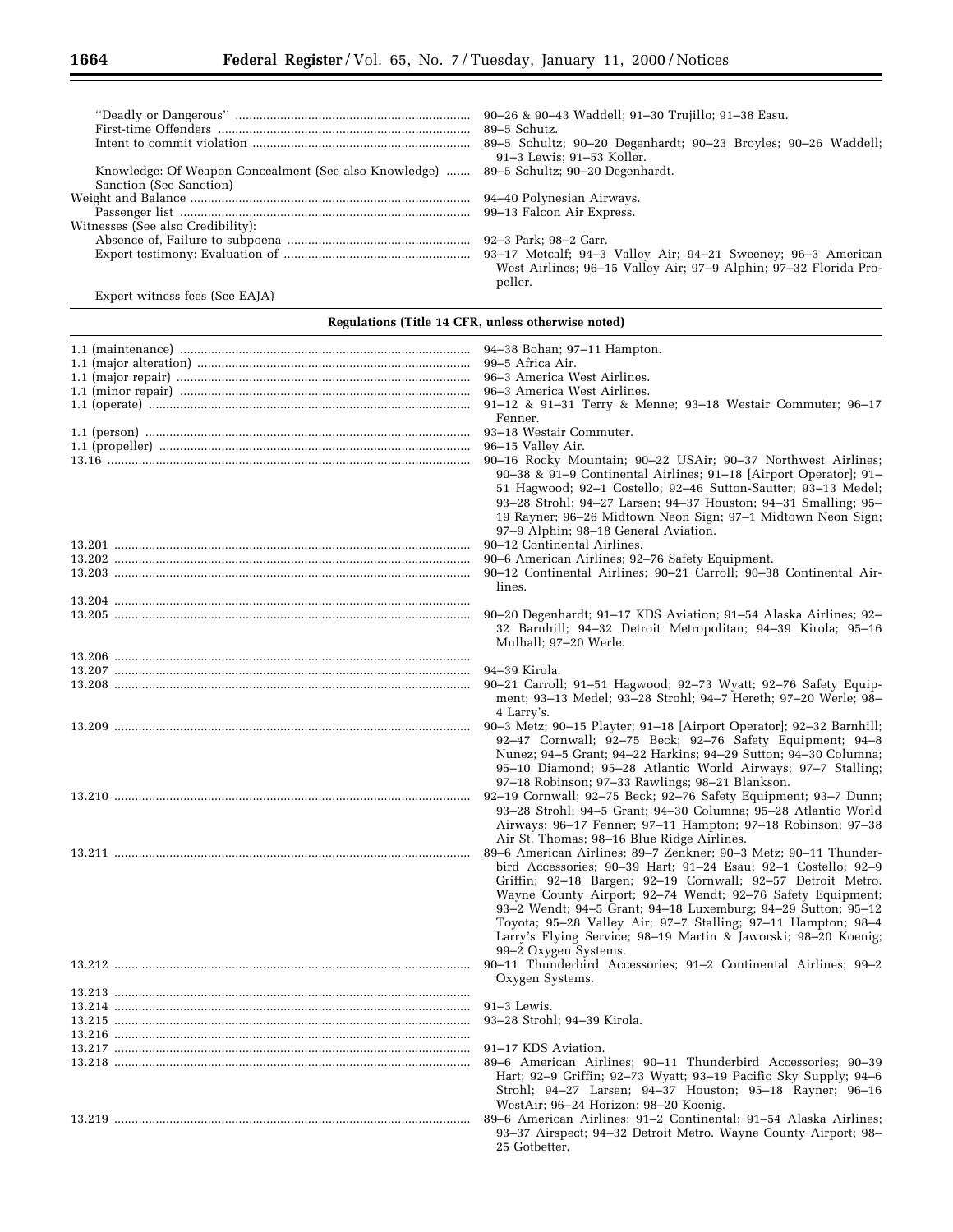| | |
|---|---|
| "Deadly or Dangerous" | 90–26 & 90–43 Waddell; 91–30 Trujillo; 91–38 Easu. |
| First-time Offenders | 89–5 Schutz. |
| Intent to commit violation | 89–5 Schultz; 90–20 Degenhardt; 90–23 Broyles; 90–26 Waddell; 91–3 Lewis; 91–53 Koller. |
| Knowledge: Of Weapon Concealment (See also Knowledge) | 89–5 Schultz; 90–20 Degenhardt. |
| Sanction (See Sanction) | |
| Weight and Balance | 94–40 Polynesian Airways. |
| Passenger list | 99–13 Falcon Air Express. |
| Witnesses (See also Credibility): | |
| Absence of, Failure to subpoena | 92–3 Park; 98–2 Carr. |
| Expert testimony: Evaluation of | 93–17 Metcalf; 94–3 Valley Air; 94–21 Sweeney; 96–3 American West Airlines; 96–15 Valley Air; 97–9 Alphin; 97–32 Florida Propeller. |
| Expert witness fees (See EAJA) | |

**Regulations (Title 14 CFR, unless otherwise noted)**

| | |
|---|---|
| 1.1 (maintenance) | 94–38 Bohan; 97–11 Hampton. |
| 1.1 (major alteration) | 99–5 Africa Air. |
| 1.1 (major repair) | 96–3 America West Airlines. |
| 1.1 (minor repair) | 96–3 America West Airlines. |
| 1.1 (operate) | 91–12 & 91–31 Terry & Menne; 93–18 Westair Commuter; 96–17 Fenner. |
| 1.1 (person) | 93–18 Westair Commuter. |
| 1.1 (propeller) | 96–15 Valley Air. |
| 13.16 | 90–16 Rocky Mountain; 90–22 USAir; 90–37 Northwest Airlines; 90–38 & 91–9 Continental Airlines; 91–18 [Airport Operator]; 91–51 Hagwood; 92–1 Costello; 92–46 Sutton-Sautter; 93–13 Medel; 93–28 Strohl; 94–27 Larsen; 94–37 Houston; 94–31 Smalling; 95–19 Rayner; 96–26 Midtown Neon Sign; 97–1 Midtown Neon Sign; 97–9 Alphin; 98–18 General Aviation. |
| 13.201 | 90–12 Continental Airlines. |
| 13.202 | 90–6 American Airlines; 92–76 Safety Equipment. |
| 13.203 | 90–12 Continental Airlines; 90–21 Carroll; 90–38 Continental Airlines. |
| 13.204 | |
| 13.205 | 90–20 Degenhardt; 91–17 KDS Aviation; 91–54 Alaska Airlines; 92–32 Barnhill; 94–32 Detroit Metropolitan; 94–39 Kirola; 95–16 Mulhall; 97–20 Werle. |
| 13.206 | |
| 13.207 | 94–39 Kirola. |
| 13.208 | 90–21 Carroll; 91–51 Hagwood; 92–73 Wyatt; 92–76 Safety Equipment; 93–13 Medel; 93–28 Strohl; 94–7 Hereth; 97–20 Werle; 98–4 Larry's. |
| 13.209 | 90–3 Metz; 90–15 Playter; 91–18 [Airport Operator]; 92–32 Barnhill; 92–47 Cornwall; 92–75 Beck; 92–76 Safety Equipment; 94–8 Nunez; 94–5 Grant; 94–22 Harkins; 94–29 Sutton; 94–30 Columna; 95–10 Diamond; 95–28 Atlantic World Airways; 97–7 Stalling; 97–18 Robinson; 97–33 Rawlings; 98–21 Blankson. |
| 13.210 | 92–19 Cornwall; 92–75 Beck; 92–76 Safety Equipment; 93–7 Dunn; 93–28 Strohl; 94–5 Grant; 94–30 Columna; 95–28 Atlantic World Airways; 96–17 Fenner; 97–11 Hampton; 97–18 Robinson; 97–38 Air St. Thomas; 98–16 Blue Ridge Airlines. |
| 13.211 | 89–6 American Airlines; 89–7 Zenkner; 90–3 Metz; 90–11 Thunderbird Accessories; 90–39 Hart; 91–24 Esau; 92–1 Costello; 92–9 Griffin; 92–18 Bargen; 92–19 Cornwall; 92–57 Detroit Metro. Wayne County Airport; 92–74 Wendt; 92–76 Safety Equipment; 93–2 Wendt; 94–5 Grant; 94–18 Luxemburg; 94–29 Sutton; 95–12 Toyota; 95–28 Valley Air; 97–7 Stalling; 97–11 Hampton; 98–4 Larry's Flying Service; 98–19 Martin & Jaworski; 98–20 Koenig; 99–2 Oxygen Systems. |
| 13.212 | 90–11 Thunderbird Accessories; 91–2 Continental Airlines; 99–2 Oxygen Systems. |
| 13.213 | |
| 13.214 | 91–3 Lewis. |
| 13.215 | 93–28 Strohl; 94–39 Kirola. |
| 13.216 | |
| 13.217 | 91–17 KDS Aviation. |
| 13.218 | 89–6 American Airlines; 90–11 Thunderbird Accessories; 90–39 Hart; 92–9 Griffin; 92–73 Wyatt; 93–19 Pacific Sky Supply; 94–6 Strohl; 94–27 Larsen; 94–37 Houston; 95–18 Rayner; 96–16 WestAir; 96–24 Horizon; 98–20 Koenig. |
| 13.219 | 89–6 American Airlines; 91–2 Continental; 91–54 Alaska Airlines; 93–37 Airspect; 94–32 Detroit Metro. Wayne County Airport; 98–25 Gotbetter. |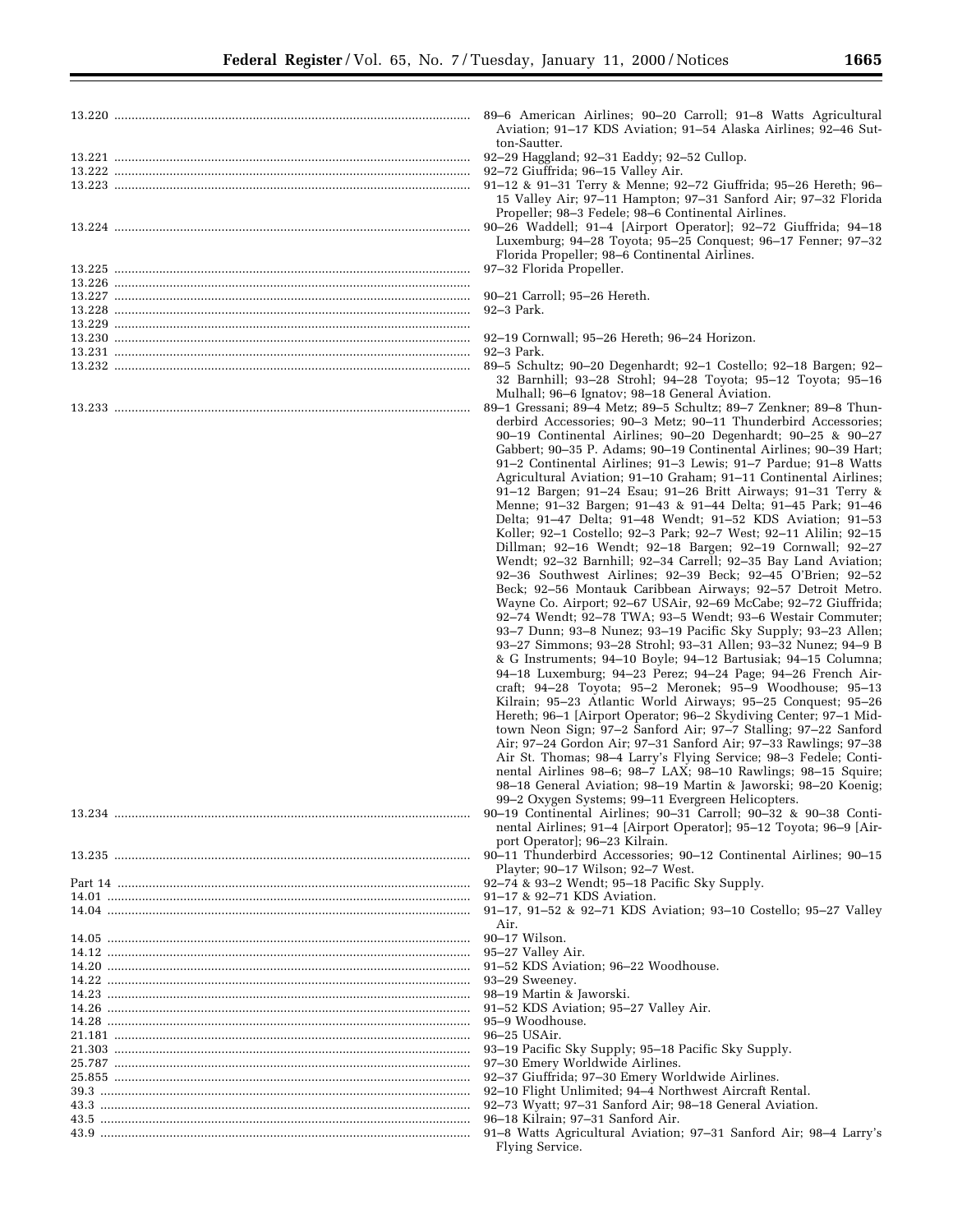| | |
|---|---|
| 13.220 | 89–6 American Airlines; 90–20 Carroll; 91–8 Watts Agricultural Aviation; 91–17 KDS Aviation; 91–54 Alaska Airlines; 92–46 Sutton-Sautter. |
| 13.221 | 92–29 Haggland; 92–31 Eaddy; 92–52 Cullop. |
| 13.222 | 92–72 Giuffrida; 96–15 Valley Air. |
| 13.223 | 91–12 & 91–31 Terry & Menne; 92–72 Giuffrida; 95–26 Hereth; 96–15 Valley Air; 97–11 Hampton; 97–31 Sanford Air; 97–32 Florida Propeller; 98–3 Fedele; 98–6 Continental Airlines. |
| 13.224 | 90–26 Waddell; 91–4 [Airport Operator]; 92–72 Giuffrida; 94–18 Luxemburg; 94–28 Toyota; 95–25 Conquest; 96–17 Fenner; 97–32 Florida Propeller; 98–6 Continental Airlines. |
| 13.225 | 97–32 Florida Propeller. |
| 13.226 | |
| 13.227 | 90–21 Carroll; 95–26 Hereth. |
| 13.228 | 92–3 Park. |
| 13.229 | |
| 13.230 | 92–19 Cornwall; 95–26 Hereth; 96–24 Horizon. |
| 13.231 | 92–3 Park. |
| 13.232 | 89–5 Schultz; 90–20 Degenhardt; 92–1 Costello; 92–18 Bargen; 92–32 Barnhill; 93–28 Strohl; 94–28 Toyota; 95–12 Toyota; 95–16 Mulhall; 96–6 Ignatov; 98–18 General Aviation. |
| 13.233 | 89–1 Gressani; 89–4 Metz; 89–5 Schultz; 89–7 Zenkner; 89–8 Thunderbird Accessories; 90–3 Metz; 90–11 Thunderbird Accessories; 90–19 Continental Airlines; 90–20 Degenhardt; 90–25 & 90–27 Gabbert; 90–35 P. Adams; 90–19 Continental Airlines; 90–39 Hart; 91–2 Continental Airlines; 91–3 Lewis; 91–7 Pardue; 91–8 Watts Agricultural Aviation; 91–10 Graham; 91–11 Continental Airlines; 91–12 Bargen; 91–24 Esau; 91–26 Britt Airways; 91–31 Terry & Menne; 91–32 Bargen; 91–43 & 91–44 Delta; 91–45 Park; 91–46 Delta; 91–47 Delta; 91–48 Wendt; 91–52 KDS Aviation; 91–53 Koller; 92–1 Costello; 92–3 Park; 92–7 West; 92–11 Alilin; 92–15 Dillman; 92–16 Wendt; 92–18 Bargen; 92–19 Cornwall; 92–27 Wendt; 92–32 Barnhill; 92–34 Carrell; 92–35 Bay Land Aviation; 92–36 Southwest Airlines; 92–39 Beck; 92–45 O'Brien; 92–52 Beck; 92–56 Montauk Caribbean Airways; 92–57 Detroit Metro. Wayne Co. Airport; 92–67 USAir, 92–69 McCabe; 92–72 Giuffrida; 92–74 Wendt; 92–78 TWA; 93–5 Wendt; 93–6 Westair Commuter; 93–7 Dunn; 93–8 Nunez; 93–19 Pacific Sky Supply; 93–23 Allen; 93–27 Simmons; 93–28 Strohl; 93–31 Allen; 93–32 Nunez; 94–9 B & G Instruments; 94–10 Boyle; 94–12 Bartusiak; 94–15 Columna; 94–18 Luxemburg; 94–23 Perez; 94–24 Page; 94–26 French Aircraft; 94–28 Toyota; 95–2 Meronek; 95–9 Woodhouse; 95–13 Kilrain; 95–23 Atlantic World Airways; 95–25 Conquest; 95–26 Hereth; 96–1 [Airport Operator; 96–2 Skydiving Center; 97–1 Midtown Neon Sign; 97–2 Sanford Air; 97–7 Stalling; 97–22 Sanford Air; 97–24 Gordon Air; 97–31 Sanford Air; 97–33 Rawlings; 97–38 Air St. Thomas; 98–4 Larry's Flying Service; 98–3 Fedele; Continental Airlines 98–6; 98–7 LAX; 98–10 Rawlings; 98–15 Squire; 98–18 General Aviation; 98–19 Martin & Jaworski; 98–20 Koenig; 99–2 Oxygen Systems; 99–11 Evergreen Helicopters. |
| 13.234 | 90–19 Continental Airlines; 90–31 Carroll; 90–32 & 90–38 Continental Airlines; 91–4 [Airport Operator]; 95–12 Toyota; 96–9 [Airport Operator]; 96–23 Kilrain. |
| 13.235 | 90–11 Thunderbird Accessories; 90–12 Continental Airlines; 90–15 Playter; 90–17 Wilson; 92–7 West. |
| Part 14 | 92–74 & 93–2 Wendt; 95–18 Pacific Sky Supply. |
| 14.01 | 91–17 & 92–71 KDS Aviation. |
| 14.04 | 91–17, 91–52 & 92–71 KDS Aviation; 93–10 Costello; 95–27 Valley Air. |
| 14.05 | 90–17 Wilson. |
| 14.12 | 95–27 Valley Air. |
| 14.20 | 91–52 KDS Aviation; 96–22 Woodhouse. |
| 14.22 | 93–29 Sweeney. |
| 14.23 | 98–19 Martin & Jaworski. |
| 14.26 | 91–52 KDS Aviation; 95–27 Valley Air. |
| 14.28 | 95–9 Woodhouse. |
| 21.181 | 96–25 USAir. |
| 21.303 | 93–19 Pacific Sky Supply; 95–18 Pacific Sky Supply. |
| 25.787 | 97–30 Emery Worldwide Airlines. |
| 25.855 | 92–37 Giuffrida; 97–30 Emery Worldwide Airlines. |
| 39.3 | 92–10 Flight Unlimited; 94–4 Northwest Aircraft Rental. |
| 43.3 | 92–73 Wyatt; 97–31 Sanford Air; 98–18 General Aviation. |
| 43.5 | 96–18 Kilrain; 97–31 Sanford Air. |
| 43.9 | 91–8 Watts Agricultural Aviation; 97–31 Sanford Air; 98–4 Larry's Flying Service. |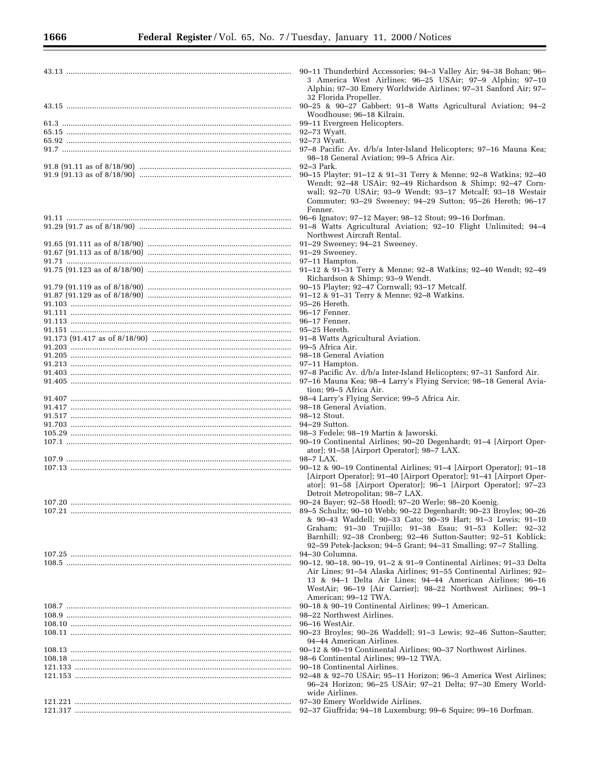| | |
|---|---|
| 43.13 | 90–11 Thunderbird Accessories; 94–3 Valley Air; 94–38 Bohan; 96–3 America West Airlines; 96–25 USAir; 97–9 Alphin; 97–10 Alphin; 97–30 Emery Worldwide Airlines; 97–31 Sanford Air; 97–32 Florida Propeller. |
| 43.15 | 90–25 & 90–27 Gabbert; 91–8 Watts Agricultural Aviation; 94–2 Woodhouse; 96–18 Kilrain. |
| 61.3 | 99–11 Evergreen Helicopters. |
| 65.15 | 92–73 Wyatt. |
| 65.92 | 92–73 Wyatt. |
| 91.7 | 97–8 Pacific Av. d/b/a Inter-Island Helicopters; 97–16 Mauna Kea; 98–18 General Aviation; 99–5 Africa Air. |
| 91.8 (91.11 as of 8/18/90) | 92–3 Park. |
| 91.9 (91.13 as of 8/18/90) | 90–15 Playter; 91–12 & 91–31 Terry & Menne; 92–8 Watkins; 92–40 Wendt; 92–48 USAir; 92–49 Richardson & Shimp; 92–47 Cornwall; 92–70 USAir; 93–9 Wendt; 93–17 Metcalf; 93–18 Westair Commuter; 93–29 Sweeney; 94–29 Sutton; 95–26 Hereth; 96–17 Fenner. |
| 91.11 | 96–6 Ignatov; 97–12 Mayer; 98–12 Stout; 99–16 Dorfman. |
| 91.29 (91.7 as of 8/18/90) | 91–8 Watts Agricultural Aviation; 92–10 Flight Unlimited; 94–4 Northwest Aircraft Rental. |
| 91.65 (91.111 as of 8/18/90) | 91–29 Sweeney; 94–21 Sweeney. |
| 91.67 (91.113 as of 8/18/90) | 91–29 Sweeney. |
| 91.71 | 97–11 Hampton. |
| 91.75 (91.123 as of 8/18/90) | 91–12 & 91–31 Terry & Menne; 92–8 Watkins; 92–40 Wendt; 92–49 Richardson & Shimp; 93–9 Wendt. |
| 91.79 (91.119 as of 8/18/90) | 90–15 Playter; 92–47 Cornwall; 93–17 Metcalf. |
| 91.87 (91.129 as of 8/18/90) | 91–12 & 91–31 Terry & Menne; 92–8 Watkins. |
| 91.103 | 95–26 Hereth. |
| 91.111 | 96–17 Fenner. |
| 91.113 | 96–17 Fenner. |
| 91.151 | 95–25 Hereth. |
| 91.173 (91.417 as of 8/18/90) | 91–8 Watts Agricultural Aviation. |
| 91.203 | 99–5 Africa Air. |
| 91.205 | 98–18 General Aviation |
| 91.213 | 97–11 Hampton. |
| 91.403 | 97–8 Pacific Av. d/b/a Inter-Island Helicopters; 97–31 Sanford Air. |
| 91.405 | 97–16 Mauna Kea; 98–4 Larry's Flying Service; 98–18 General Aviation; 99–5 Africa Air. |
| 91.407 | 98–4 Larry's Flying Service; 99–5 Africa Air. |
| 91.417 | 98–18 General Aviation. |
| 91.517 | 98–12 Stout. |
| 91.703 | 94–29 Sutton. |
| 105.29 | 98–3 Fedele; 98–19 Martin & Jaworski. |
| 107.1 | 90–19 Continental Airlines; 90–20 Degenhardt; 91–4 [Airport Operator]; 91–58 [Airport Operator]; 98–7 LAX. |
| 107.9 | 98–7 LAX. |
| 107.13 | 90–12 & 90–19 Continental Airlines; 91–4 [Airport Operator]; 91–18 [Airport Operator]; 91–40 [Airport Operator]; 91–41 [Airport Operator]; 91–58 [Airport Operator]; 96–1 [Airport Operator]; 97–23 Detroit Metropolitan; 98–7 LAX. |
| 107.20 | 90–24 Bayer; 92–58 Hoedl; 97–20 Werle; 98–20 Koenig. |
| 107.21 | 89–5 Schultz; 90–10 Webb; 90–22 Degenhardt; 90–23 Broyles; 90–26 & 90–43 Waddell; 90–33 Cato; 90–39 Hart; 91–3 Lewis; 91–10 Graham; 91–30 Trujillo; 91–38 Esau; 91–53 Koller; 92–32 Barnhill; 92–38 Cronberg; 92–46 Sutton-Sautter; 92–51 Koblick; 92–59 Petek-Jackson; 94–5 Grant; 94–31 Smalling; 97–7 Stalling. |
| 107.25 | 94–30 Columna. |
| 108.5 | 90–12, 90–18, 90–19, 91–2 & 91–9 Continental Airlines; 91–33 Delta Air Lines; 91–54 Alaska Airlines; 91–55 Continental Airlines; 92–13 & 94–1 Delta Air Lines; 94–44 American Airlines; 96–16 WestAir; 96–19 [Air Carrier]; 98–22 Northwest Airlines; 99–1 American; 99–12 TWA. |
| 108.7 | 90–18 & 90–19 Continental Airlines; 99–1 American. |
| 108.9 | 98–22 Northwest Airlines. |
| 108.10 | 96–16 WestAir. |
| 108.11 | 90–23 Broyles; 90–26 Waddell; 91–3 Lewis; 92–46 Sutton–Sautter; 94–44 American Airlines. |
| 108.13 | 90–12 & 90–19 Continental Airlines; 90–37 Northwest Airlines. |
| 108.18 | 98–6 Continental Airlines; 99–12 TWA. |
| 121.133 | 90–18 Continental Airlines. |
| 121.153 | 92–48 & 92–70 USAir; 95–11 Horizon; 96–3 America West Airlines; 96–24 Horizon; 96–25 USAir; 97–21 Delta; 97–30 Emery Worldwide Airlines. |
| 121.221 | 97–30 Emery Worldwide Airlines. |
| 121.317 | 92–37 Giuffrida; 94–18 Luxemburg; 99–6 Squire; 99–16 Dorfman. |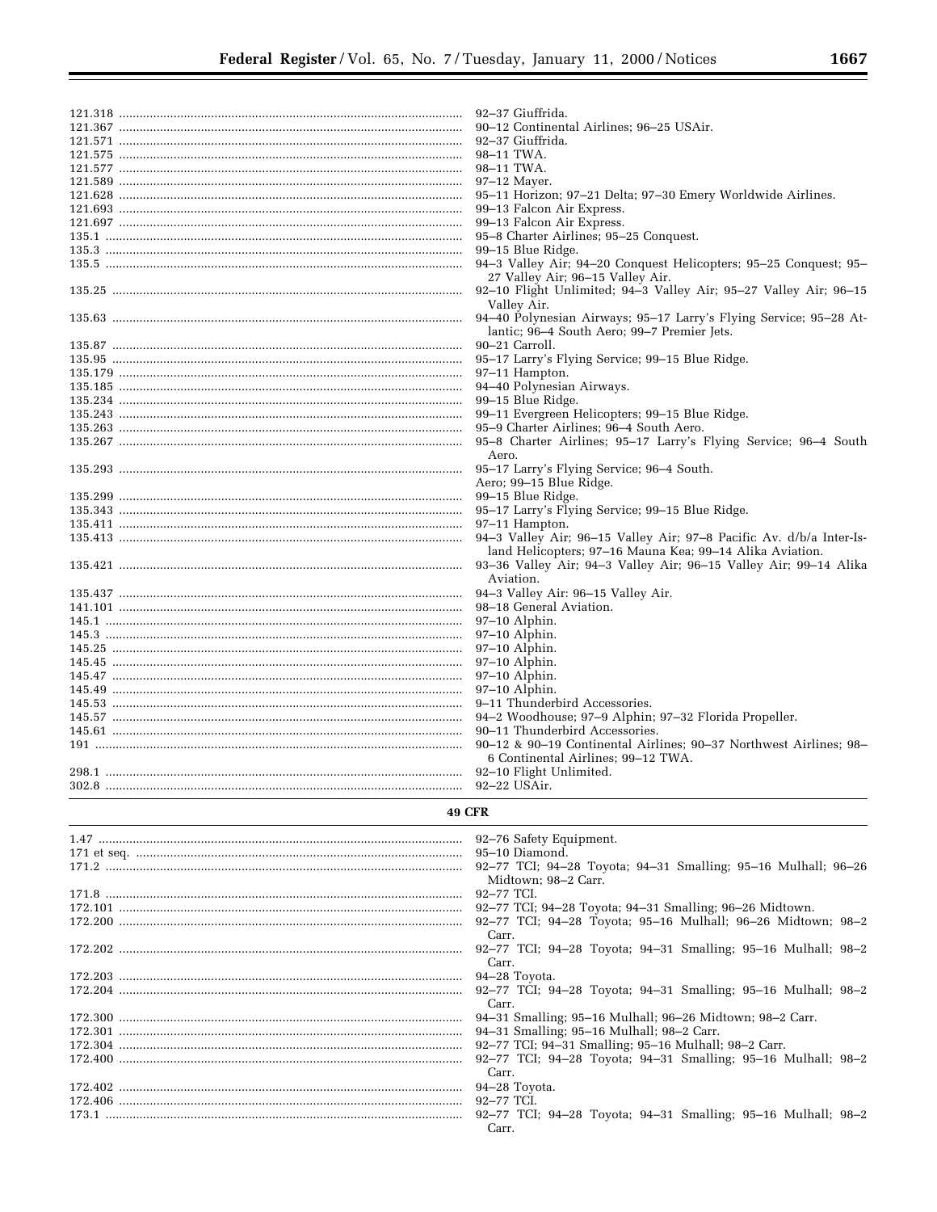| | |
|---|---|
| 121.318 | 92–37 Giuffrida. |
| 121.367 | 90–12 Continental Airlines; 96–25 USAir. |
| 121.571 | 92–37 Giuffrida. |
| 121.575 | 98–11 TWA. |
| 121.577 | 98–11 TWA. |
| 121.589 | 97–12 Mayer. |
| 121.628 | 95–11 Horizon; 97–21 Delta; 97–30 Emery Worldwide Airlines. |
| 121.693 | 99–13 Falcon Air Express. |
| 121.697 | 99–13 Falcon Air Express. |
| 135.1 | 95–8 Charter Airlines; 95–25 Conquest. |
| 135.3 | 99–15 Blue Ridge. |
| 135.5 | 94–3 Valley Air; 94–20 Conquest Helicopters; 95–25 Conquest; 95–27 Valley Air; 96–15 Valley Air. |
| 135.25 | 92–10 Flight Unlimited; 94–3 Valley Air; 95–27 Valley Air; 96–15 Valley Air. |
| 135.63 | 94–40 Polynesian Airways; 95–17 Larry's Flying Service; 95–28 Atlantic; 96–4 South Aero; 99–7 Premier Jets. |
| 135.87 | 90–21 Carroll. |
| 135.95 | 95–17 Larry's Flying Service; 99–15 Blue Ridge. |
| 135.179 | 97–11 Hampton. |
| 135.185 | 94–40 Polynesian Airways. |
| 135.234 | 99–15 Blue Ridge. |
| 135.243 | 99–11 Evergreen Helicopters; 99–15 Blue Ridge. |
| 135.263 | 95–9 Charter Airlines; 96–4 South Aero. |
| 135.267 | 95–8 Charter Airlines; 95–17 Larry's Flying Service; 96–4 South Aero. |
| 135.293 | 95–17 Larry's Flying Service; 96–4 South. Aero; 99–15 Blue Ridge. |
| 135.299 | 99–15 Blue Ridge. |
| 135.343 | 95–17 Larry's Flying Service; 99–15 Blue Ridge. |
| 135.411 | 97–11 Hampton. |
| 135.413 | 94–3 Valley Air; 96–15 Valley Air; 97–8 Pacific Av. d/b/a Inter-Island Helicopters; 97–16 Mauna Kea; 99–14 Alika Aviation. |
| 135.421 | 93–36 Valley Air; 94–3 Valley Air; 96–15 Valley Air; 99–14 Alika Aviation. |
| 135.437 | 94–3 Valley Air: 96–15 Valley Air. |
| 141.101 | 98–18 General Aviation. |
| 145.1 | 97–10 Alphin. |
| 145.3 | 97–10 Alphin. |
| 145.25 | 97–10 Alphin. |
| 145.45 | 97–10 Alphin. |
| 145.47 | 97–10 Alphin. |
| 145.49 | 97–10 Alphin. |
| 145.53 | 9–11 Thunderbird Accessories. |
| 145.57 | 94–2 Woodhouse; 97–9 Alphin; 97–32 Florida Propeller. |
| 145.61 | 90–11 Thunderbird Accessories. |
| 191 | 90–12 & 90–19 Continental Airlines; 90–37 Northwest Airlines; 98–6 Continental Airlines; 99–12 TWA. |
| 298.1 | 92–10 Flight Unlimited. |
| 302.8 | 92–22 USAir. |

**49 CFR**

| | |
|---|---|
| 1.47 | 92–76 Safety Equipment. |
| 171 et seq. | 95–10 Diamond. |
| 171.2 | 92–77 TCI; 94–28 Toyota; 94–31 Smalling; 95–16 Mulhall; 96–26 Midtown; 98–2 Carr. |
| 171.8 | 92–77 TCI. |
| 172.101 | 92–77 TCI; 94–28 Toyota; 94–31 Smalling; 96–26 Midtown. |
| 172.200 | 92–77 TCI; 94–28 Toyota; 95–16 Mulhall; 96–26 Midtown; 98–2 Carr. |
| 172.202 | 92–77 TCI; 94–28 Toyota; 94–31 Smalling; 95–16 Mulhall; 98–2 Carr. |
| 172.203 | 94–28 Toyota. |
| 172.204 | 92–77 TCI; 94–28 Toyota; 94–31 Smalling; 95–16 Mulhall; 98–2 Carr. |
| 172.300 | 94–31 Smalling; 95–16 Mulhall; 96–26 Midtown; 98–2 Carr. |
| 172.301 | 94–31 Smalling; 95–16 Mulhall; 98–2 Carr. |
| 172.304 | 92–77 TCI; 94–31 Smalling; 95–16 Mulhall; 98–2 Carr. |
| 172.400 | 92–77 TCI; 94–28 Toyota; 94–31 Smalling; 95–16 Mulhall; 98–2 Carr. |
| 172.402 | 94–28 Toyota. |
| 172.406 | 92–77 TCI. |
| 173.1 | 92–77 TCI; 94–28 Toyota; 94–31 Smalling; 95–16 Mulhall; 98–2 Carr. |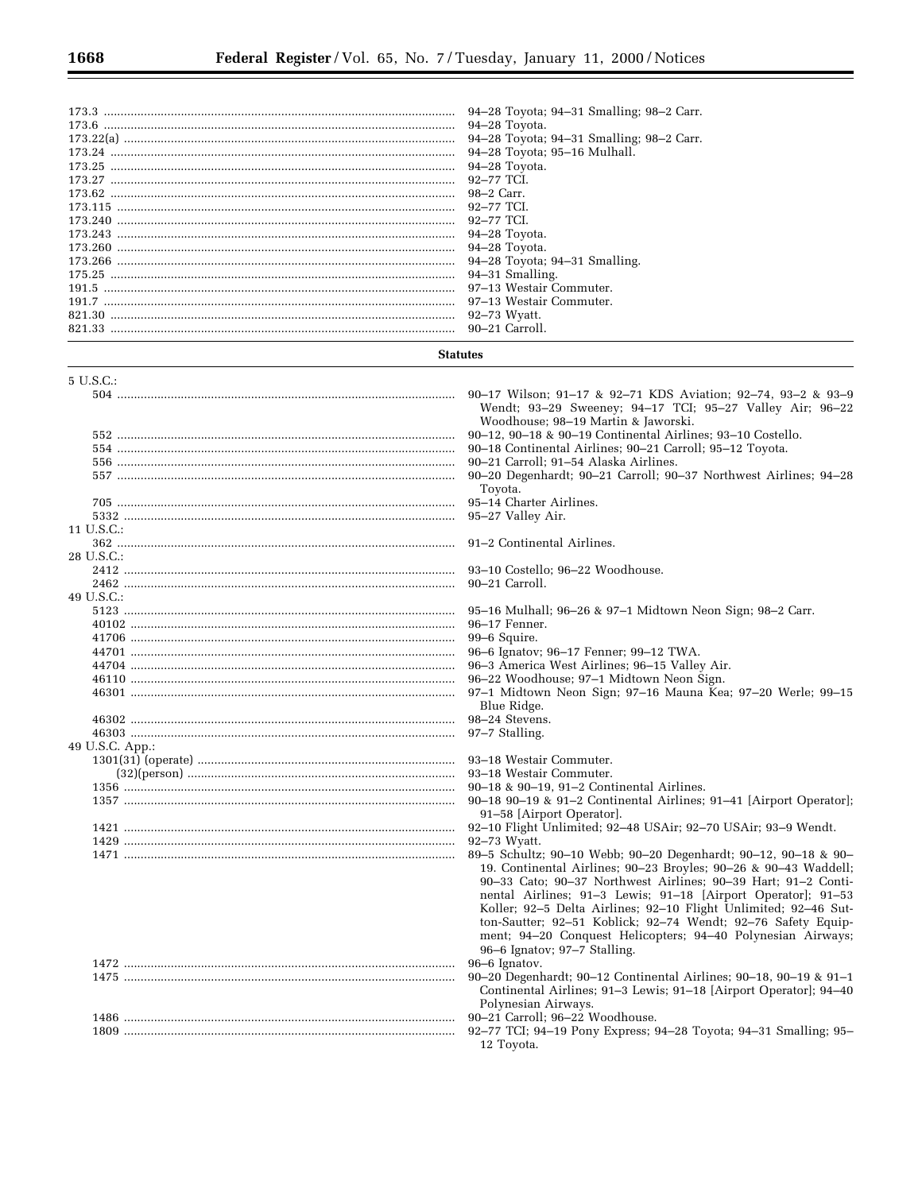| | |
|---|---|
| 173.3 | 94–28 Toyota; 94–31 Smalling; 98–2 Carr. |
| 173.6 | 94–28 Toyota. |
| 173.22(a) | 94–28 Toyota; 94–31 Smalling; 98–2 Carr. |
| 173.24 | 94–28 Toyota; 95–16 Mulhall. |
| 173.25 | 94–28 Toyota. |
| 173.27 | 92–77 TCI. |
| 173.62 | 98–2 Carr. |
| 173.115 | 92–77 TCI. |
| 173.240 | 92–77 TCI. |
| 173.243 | 94–28 Toyota. |
| 173.260 | 94–28 Toyota. |
| 173.266 | 94–28 Toyota; 94–31 Smalling. |
| 175.25 | 94–31 Smalling. |
| 191.5 | 97–13 Westair Commuter. |
| 191.7 | 97–13 Westair Commuter. |
| 821.30 | 92–73 Wyatt. |
| 821.33 | 90–21 Carroll. |

**Statutes**

| | |
|---|---|
| 5 U.S.C.: | |
| 504 | 90–17 Wilson; 91–17 & 92–71 KDS Aviation; 92–74, 93–2 & 93–9 Wendt; 93–29 Sweeney; 94–17 TCI; 95–27 Valley Air; 96–22 Woodhouse; 98–19 Martin & Jaworski. |
| 552 | 90–12, 90–18 & 90–19 Continental Airlines; 93–10 Costello. |
| 554 | 90–18 Continental Airlines; 90–21 Carroll; 95–12 Toyota. |
| 556 | 90–21 Carroll; 91–54 Alaska Airlines. |
| 557 | 90–20 Degenhardt; 90–21 Carroll; 90–37 Northwest Airlines; 94–28 Toyota. |
| 705 | 95–14 Charter Airlines. |
| 5332 | 95–27 Valley Air. |
| 11 U.S.C.: | |
| 362 | 91–2 Continental Airlines. |
| 28 U.S.C.: | |
| 2412 | 93–10 Costello; 96–22 Woodhouse. |
| 2462 | 90–21 Carroll. |
| 49 U.S.C.: | |
| 5123 | 95–16 Mulhall; 96–26 & 97–1 Midtown Neon Sign; 98–2 Carr. |
| 40102 | 96–17 Fenner. |
| 41706 | 99–6 Squire. |
| 44701 | 96–6 Ignatov; 96–17 Fenner; 99–12 TWA. |
| 44704 | 96–3 America West Airlines; 96–15 Valley Air. |
| 46110 | 96–22 Woodhouse; 97–1 Midtown Neon Sign. |
| 46301 | 97–1 Midtown Neon Sign; 97–16 Mauna Kea; 97–20 Werle; 99–15 Blue Ridge. |
| 46302 | 98–24 Stevens. |
| 46303 | 97–7 Stalling. |
| 49 U.S.C. App.: | |
| 1301(31) (operate) | 93–18 Westair Commuter. |
| (32)(person) | 93–18 Westair Commuter. |
| 1356 | 90–18 & 90–19, 91–2 Continental Airlines. |
| 1357 | 90–18 90–19 & 91–2 Continental Airlines; 91–41 [Airport Operator]; 91–58 [Airport Operator]. |
| 1421 | 92–10 Flight Unlimited; 92–48 USAir; 92–70 USAir; 93–9 Wendt. |
| 1429 | 92–73 Wyatt. |
| 1471 | 89–5 Schultz; 90–10 Webb; 90–20 Degenhardt; 90–12, 90–18 & 90–19. Continental Airlines; 90–23 Broyles; 90–26 & 90–43 Waddell; 90–33 Cato; 90–37 Northwest Airlines; 90–39 Hart; 91–2 Continental Airlines; 91–3 Lewis; 91–18 [Airport Operator]; 91–53 Koller; 92–5 Delta Airlines; 92–10 Flight Unlimited; 92–46 Sutton-Sautter; 92–51 Koblick; 92–74 Wendt; 92–76 Safety Equipment; 94–20 Conquest Helicopters; 94–40 Polynesian Airways; 96–6 Ignatov; 97–7 Stalling. |
| 1472 | 96–6 Ignatov. |
| 1475 | 90–20 Degenhardt; 90–12 Continental Airlines; 90–18, 90–19 & 91–1 Continental Airlines; 91–3 Lewis; 91–18 [Airport Operator]; 94–40 Polynesian Airways. |
| 1486 | 90–21 Carroll; 96–22 Woodhouse. |
| 1809 | 92–77 TCI; 94–19 Pony Express; 94–28 Toyota; 94–31 Smalling; 95–12 Toyota. |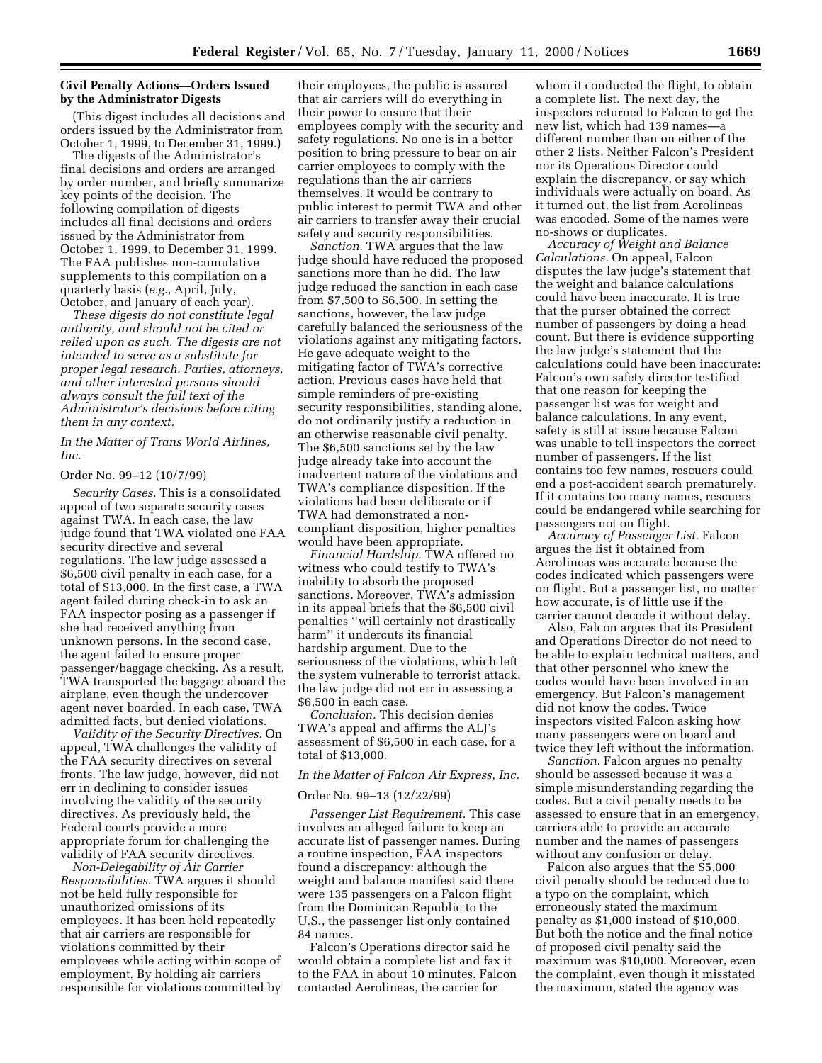## Civil Penalty Actions—Orders Issued by the Administrator Digests

(This digest includes all decisions and orders issued by the Administrator from October 1, 1999, to December 31, 1999.)

The digests of the Administrator's final decisions and orders are arranged by order number, and briefly summarize key points of the decision. The following compilation of digests includes all final decisions and orders issued by the Administrator from October 1, 1999, to December 31, 1999. The FAA publishes non-cumulative supplements to this compilation on a quarterly basis (*e.g.*, April, July, October, and January of each year).

*These digests do not constitute legal authority, and should not be cited or relied upon as such. The digests are not intended to serve as a substitute for proper legal research. Parties, attorneys, and other interested persons should always consult the full text of the Administrator's decisions before citing them in any context.*

*In the Matter of Trans World Airlines, Inc.*

Order No. 99–12 (10/7/99)

*Security Cases.* This is a consolidated appeal of two separate security cases against TWA. In each case, the law judge found that TWA violated one FAA security directive and several regulations. The law judge assessed a $6,500 civil penalty in each case, for a total of $13,000. In the first case, a TWA agent failed during check-in to ask an FAA inspector posing as a passenger if she had received anything from unknown persons. In the second case, the agent failed to ensure proper passenger/baggage checking. As a result, TWA transported the baggage aboard the airplane, even though the undercover agent never boarded. In each case, TWA admitted facts, but denied violations.

*Validity of the Security Directives.* On appeal, TWA challenges the validity of the FAA security directives on several fronts. The law judge, however, did not err in declining to consider issues involving the validity of the security directives. As previously held, the Federal courts provide a more appropriate forum for challenging the validity of FAA security directives.

*Non-Delegability of Air Carrier Responsibilities.* TWA argues it should not be held fully responsible for unauthorized omissions of its employees. It has been held repeatedly that air carriers are responsible for violations committed by their employees while acting within scope of employment. By holding air carriers responsible for violations committed by their employees, the public is assured that air carriers will do everything in their power to ensure that their employees comply with the security and safety regulations. No one is in a better position to bring pressure to bear on air carrier employees to comply with the regulations than the air carriers themselves. It would be contrary to public interest to permit TWA and other air carriers to transfer away their crucial safety and security responsibilities.

*Sanction.* TWA argues that the law judge should have reduced the proposed sanctions more than he did. The law judge reduced the sanction in each case from $7,500 to $6,500. In setting the sanctions, however, the law judge carefully balanced the seriousness of the violations against any mitigating factors. He gave adequate weight to the mitigating factor of TWA's corrective action. Previous cases have held that simple reminders of pre-existing security responsibilities, standing alone, do not ordinarily justify a reduction in an otherwise reasonable civil penalty. The $6,500 sanctions set by the law judge already take into account the inadvertent nature of the violations and TWA's compliance disposition. If the violations had been deliberate or if TWA had demonstrated a non-compliant disposition, higher penalties would have been appropriate.

*Financial Hardship.* TWA offered no witness who could testify to TWA's inability to absorb the proposed sanctions. Moreover, TWA's admission in its appeal briefs that the $6,500 civil penalties "will certainly not drastically harm" it undercuts its financial hardship argument. Due to the seriousness of the violations, which left the system vulnerable to terrorist attack, the law judge did not err in assessing a $6,500 in each case.

*Conclusion.* This decision denies TWA's appeal and affirms the ALJ's assessment of $6,500 in each case, for a total of $13,000.

*In the Matter of Falcon Air Express, Inc.*

Order No. 99–13 (12/22/99)

*Passenger List Requirement.* This case involves an alleged failure to keep an accurate list of passenger names. During a routine inspection, FAA inspectors found a discrepancy: although the weight and balance manifest said there were 135 passengers on a Falcon flight from the Dominican Republic to the U.S., the passenger list only contained 84 names.

Falcon's Operations director said he would obtain a complete list and fax it to the FAA in about 10 minutes. Falcon contacted Aerolineas, the carrier for whom it conducted the flight, to obtain a complete list. The next day, the inspectors returned to Falcon to get the new list, which had 139 names—a different number than on either of the other 2 lists. Neither Falcon's President nor its Operations Director could explain the discrepancy, or say which individuals were actually on board. As it turned out, the list from Aerolineas was encoded. Some of the names were no-shows or duplicates.

*Accuracy of Weight and Balance Calculations.* On appeal, Falcon disputes the law judge's statement that the weight and balance calculations could have been inaccurate. It is true that the purser obtained the correct number of passengers by doing a head count. But there is evidence supporting the law judge's statement that the calculations could have been inaccurate: Falcon's own safety director testified that one reason for keeping the passenger list was for weight and balance calculations. In any event, safety is still at issue because Falcon was unable to tell inspectors the correct number of passengers. If the list contains too few names, rescuers could end a post-accident search prematurely. If it contains too many names, rescuers could be endangered while searching for passengers not on flight.

*Accuracy of Passenger List.* Falcon argues the list it obtained from Aerolineas was accurate because the codes indicated which passengers were on flight. But a passenger list, no matter how accurate, is of little use if the carrier cannot decode it without delay.

Also, Falcon argues that its President and Operations Director do not need to be able to explain technical matters, and that other personnel who knew the codes would have been involved in an emergency. But Falcon's management did not know the codes. Twice inspectors visited Falcon asking how many passengers were on board and twice they left without the information.

*Sanction.* Falcon argues no penalty should be assessed because it was a simple misunderstanding regarding the codes. But a civil penalty needs to be assessed to ensure that in an emergency, carriers able to provide an accurate number and the names of passengers without any confusion or delay.

Falcon also argues that the $5,000 civil penalty should be reduced due to a typo on the complaint, which erroneously stated the maximum penalty as $1,000 instead of $10,000. But both the notice and the final notice of proposed civil penalty said the maximum was $10,000. Moreover, even the complaint, even though it misstated the maximum, stated the agency was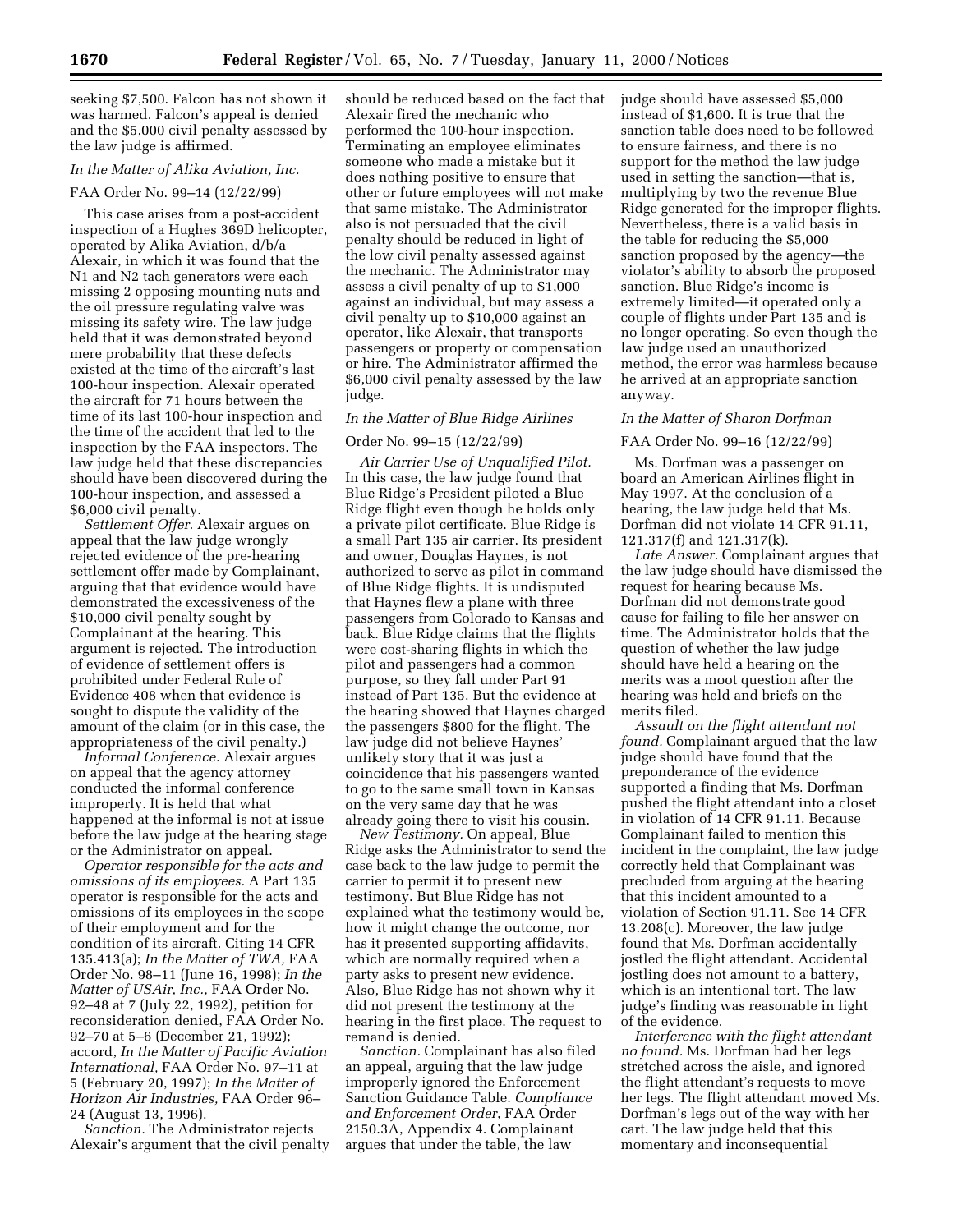seeking $7,500. Falcon has not shown it was harmed. Falcon's appeal is denied and the $5,000 civil penalty assessed by the law judge is affirmed.

### *In the Matter of Alika Aviation, Inc.*

FAA Order No. 99–14 (12/22/99)

This case arises from a post-accident inspection of a Hughes 369D helicopter, operated by Alika Aviation, d/b/a Alexair, in which it was found that the N1 and N2 tach generators were each missing 2 opposing mounting nuts and the oil pressure regulating valve was missing its safety wire. The law judge held that it was demonstrated beyond mere probability that these defects existed at the time of the aircraft's last 100-hour inspection. Alexair operated the aircraft for 71 hours between the time of its last 100-hour inspection and the time of the accident that led to the inspection by the FAA inspectors. The law judge held that these discrepancies should have been discovered during the 100-hour inspection, and assessed a $6,000 civil penalty.

*Settlement Offer.* Alexair argues on appeal that the law judge wrongly rejected evidence of the pre-hearing settlement offer made by Complainant, arguing that that evidence would have demonstrated the excessiveness of the $10,000 civil penalty sought by Complainant at the hearing. This argument is rejected. The introduction of evidence of settlement offers is prohibited under Federal Rule of Evidence 408 when that evidence is sought to dispute the validity of the amount of the claim (or in this case, the appropriateness of the civil penalty.)

*Informal Conference.* Alexair argues on appeal that the agency attorney conducted the informal conference improperly. It is held that what happened at the informal is not at issue before the law judge at the hearing stage or the Administrator on appeal.

*Operator responsible for the acts and omissions of its employees.* A Part 135 operator is responsible for the acts and omissions of its employees in the scope of their employment and for the condition of its aircraft. Citing 14 CFR 135.413(a); *In the Matter of TWA,* FAA Order No. 98–11 (June 16, 1998); *In the Matter of USAir, Inc.,* FAA Order No. 92–48 at 7 (July 22, 1992), petition for reconsideration denied, FAA Order No. 92–70 at 5–6 (December 21, 1992); accord, *In the Matter of Pacific Aviation International,* FAA Order No. 97–11 at 5 (February 20, 1997); *In the Matter of Horizon Air Industries,* FAA Order 96–24 (August 13, 1996).

*Sanction.* The Administrator rejects Alexair's argument that the civil penalty should be reduced based on the fact that Alexair fired the mechanic who performed the 100-hour inspection. Terminating an employee eliminates someone who made a mistake but it does nothing positive to ensure that other or future employees will not make that same mistake. The Administrator also is not persuaded that the civil penalty should be reduced in light of the low civil penalty assessed against the mechanic. The Administrator may assess a civil penalty of up to $1,000 against an individual, but may assess a civil penalty up to $10,000 against an operator, like Alexair, that transports passengers or property or compensation or hire. The Administrator affirmed the $6,000 civil penalty assessed by the law judge.

### *In the Matter of Blue Ridge Airlines*

Order No. 99–15 (12/22/99)

*Air Carrier Use of Unqualified Pilot.* In this case, the law judge found that Blue Ridge's President piloted a Blue Ridge flight even though he holds only a private pilot certificate. Blue Ridge is a small Part 135 air carrier. Its president and owner, Douglas Haynes, is not authorized to serve as pilot in command of Blue Ridge flights. It is undisputed that Haynes flew a plane with three passengers from Colorado to Kansas and back. Blue Ridge claims that the flights were cost-sharing flights in which the pilot and passengers had a common purpose, so they fall under Part 91 instead of Part 135. But the evidence at the hearing showed that Haynes charged the passengers $800 for the flight. The law judge did not believe Haynes' unlikely story that it was just a coincidence that his passengers wanted to go to the same small town in Kansas on the very same day that he was already going there to visit his cousin.

*New Testimony.* On appeal, Blue Ridge asks the Administrator to send the case back to the law judge to permit the carrier to permit it to present new testimony. But Blue Ridge has not explained what the testimony would be, how it might change the outcome, nor has it presented supporting affidavits, which are normally required when a party asks to present new evidence. Also, Blue Ridge has not shown why it did not present the testimony at the hearing in the first place. The request to remand is denied.

*Sanction.* Complainant has also filed an appeal, arguing that the law judge improperly ignored the Enforcement Sanction Guidance Table. *Compliance and Enforcement Order*, FAA Order 2150.3A, Appendix 4. Complainant argues that under the table, the law judge should have assessed $5,000 instead of $1,600. It is true that the sanction table does need to be followed to ensure fairness, and there is no support for the method the law judge used in setting the sanction—that is, multiplying by two the revenue Blue Ridge generated for the improper flights. Nevertheless, there is a valid basis in the table for reducing the $5,000 sanction proposed by the agency—the violator's ability to absorb the proposed sanction. Blue Ridge's income is extremely limited—it operated only a couple of flights under Part 135 and is no longer operating. So even though the law judge used an unauthorized method, the error was harmless because he arrived at an appropriate sanction anyway.

### *In the Matter of Sharon Dorfman*

FAA Order No. 99–16 (12/22/99)

Ms. Dorfman was a passenger on board an American Airlines flight in May 1997. At the conclusion of a hearing, the law judge held that Ms. Dorfman did not violate 14 CFR 91.11, 121.317(f) and 121.317(k).

*Late Answer.* Complainant argues that the law judge should have dismissed the request for hearing because Ms. Dorfman did not demonstrate good cause for failing to file her answer on time. The Administrator holds that the question of whether the law judge should have held a hearing on the merits was a moot question after the hearing was held and briefs on the merits filed.

*Assault on the flight attendant not found.* Complainant argued that the law judge should have found that the preponderance of the evidence supported a finding that Ms. Dorfman pushed the flight attendant into a closet in violation of 14 CFR 91.11. Because Complainant failed to mention this incident in the complaint, the law judge correctly held that Complainant was precluded from arguing at the hearing that this incident amounted to a violation of Section 91.11. See 14 CFR 13.208(c). Moreover, the law judge found that Ms. Dorfman accidentally jostled the flight attendant. Accidental jostling does not amount to a battery, which is an intentional tort. The law judge's finding was reasonable in light of the evidence.

*Interference with the flight attendant no found.* Ms. Dorfman had her legs stretched across the aisle, and ignored the flight attendant's requests to move her legs. The flight attendant moved Ms. Dorfman's legs out of the way with her cart. The law judge held that this momentary and inconsequential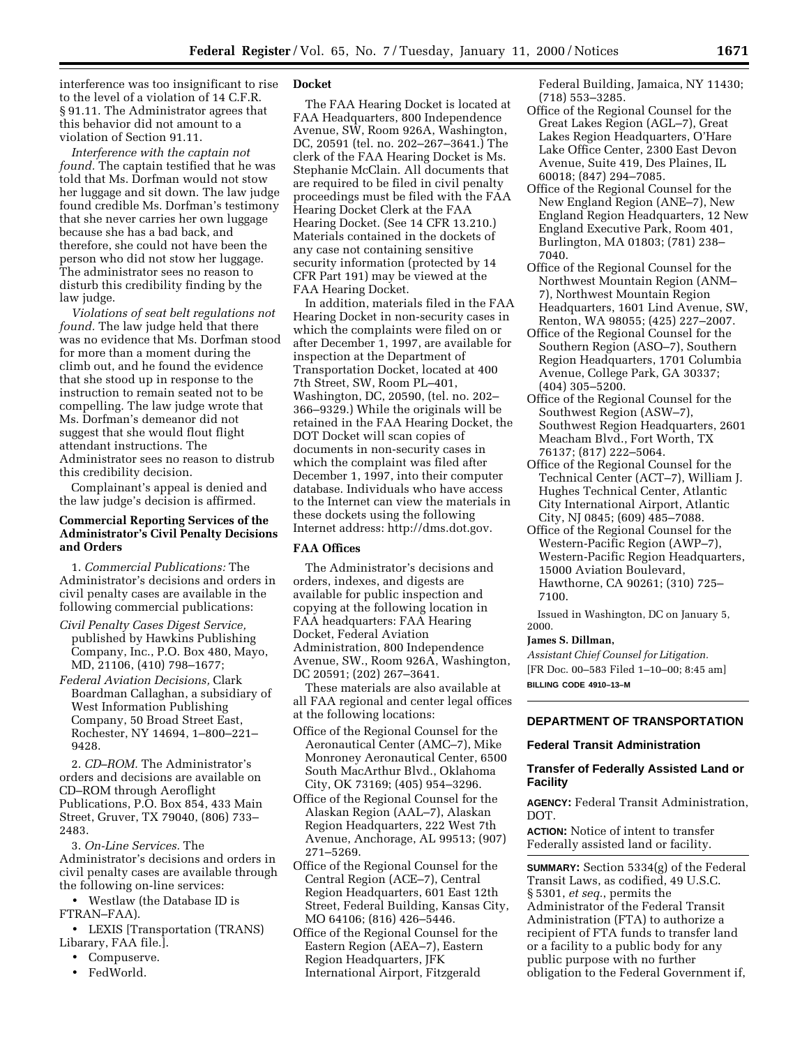interference was too insignificant to rise to the level of a violation of 14 C.F.R. § 91.11. The Administrator agrees that this behavior did not amount to a violation of Section 91.11.

*Interference with the captain not found.* The captain testified that he was told that Ms. Dorfman would not stow her luggage and sit down. The law judge found credible Ms. Dorfman's testimony that she never carries her own luggage because she has a bad back, and therefore, she could not have been the person who did not stow her luggage. The administrator sees no reason to disturb this credibility finding by the law judge.

*Violations of seat belt regulations not found.* The law judge held that there was no evidence that Ms. Dorfman stood for more than a moment during the climb out, and he found the evidence that she stood up in response to the instruction to remain seated not to be compelling. The law judge wrote that Ms. Dorfman's demeanor did not suggest that she would flout flight attendant instructions. The Administrator sees no reason to distrub this credibility decision.

Complainant's appeal is denied and the law judge's decision is affirmed.

**Commercial Reporting Services of the Administrator's Civil Penalty Decisions and Orders**

1. *Commercial Publications:* The Administrator's decisions and orders in civil penalty cases are available in the following commercial publications:

*Civil Penalty Cases Digest Service,* published by Hawkins Publishing Company, Inc., P.O. Box 480, Mayo, MD, 21106, (410) 798–1677;

*Federal Aviation Decisions,* Clark Boardman Callaghan, a subsidiary of West Information Publishing Company, 50 Broad Street East, Rochester, NY 14694, 1–800–221–9428.

2. *CD–ROM.* The Administrator's orders and decisions are available on CD–ROM through Aeroflight Publications, P.O. Box 854, 433 Main Street, Gruver, TX 79040, (806) 733–2483.

3. *On-Line Services.* The Administrator's decisions and orders in civil penalty cases are available through the following on-line services:

- Westlaw (the Database ID is FTRAN–FAA).
- LEXIS [Transportation (TRANS) Libarary, FAA file.].
- Compuserve.
- FedWorld.

**Docket**

The FAA Hearing Docket is located at FAA Headquarters, 800 Independence Avenue, SW, Room 926A, Washington, DC, 20591 (tel. no. 202–267–3641.) The clerk of the FAA Hearing Docket is Ms. Stephanie McClain. All documents that are required to be filed in civil penalty proceedings must be filed with the FAA Hearing Docket Clerk at the FAA Hearing Docket. (See 14 CFR 13.210.) Materials contained in the dockets of any case not containing sensitive security information (protected by 14 CFR Part 191) may be viewed at the FAA Hearing Docket.

In addition, materials filed in the FAA Hearing Docket in non-security cases in which the complaints were filed on or after December 1, 1997, are available for inspection at the Department of Transportation Docket, located at 400 7th Street, SW, Room PL–401, Washington, DC, 20590, (tel. no. 202–366–9329.) While the originals will be retained in the FAA Hearing Docket, the DOT Docket will scan copies of documents in non-security cases in which the complaint was filed after December 1, 1997, into their computer database. Individuals who have access to the Internet can view the materials in these dockets using the following Internet address: http://dms.dot.gov.

**FAA Offices**

The Administrator's decisions and orders, indexes, and digests are available for public inspection and copying at the following location in FAA headquarters: FAA Hearing Docket, Federal Aviation Administration, 800 Independence Avenue, SW., Room 926A, Washington, DC 20591; (202) 267–3641.

These materials are also available at all FAA regional and center legal offices at the following locations:

Office of the Regional Counsel for the Aeronautical Center (AMC–7), Mike Monroney Aeronautical Center, 6500 South MacArthur Blvd., Oklahoma City, OK 73169; (405) 954–3296.

Office of the Regional Counsel for the Alaskan Region (AAL–7), Alaskan Region Headquarters, 222 West 7th Avenue, Anchorage, AL 99513; (907) 271–5269.

Office of the Regional Counsel for the Central Region (ACE–7), Central Region Headquarters, 601 East 12th Street, Federal Building, Kansas City, MO 64106; (816) 426–5446.

Office of the Regional Counsel for the Eastern Region (AEA–7), Eastern Region Headquarters, JFK International Airport, Fitzgerald Federal Building, Jamaica, NY 11430; (718) 553–3285.

Office of the Regional Counsel for the Great Lakes Region (AGL–7), Great Lakes Region Headquarters, O'Hare Lake Office Center, 2300 East Devon Avenue, Suite 419, Des Plaines, IL 60018; (847) 294–7085.

Office of the Regional Counsel for the New England Region (ANE–7), New England Region Headquarters, 12 New England Executive Park, Room 401, Burlington, MA 01803; (781) 238–7040.

Office of the Regional Counsel for the Northwest Mountain Region (ANM–7), Northwest Mountain Region Headquarters, 1601 Lind Avenue, SW, Renton, WA 98055; (425) 227–2007.

Office of the Regional Counsel for the Southern Region (ASO–7), Southern Region Headquarters, 1701 Columbia Avenue, College Park, GA 30337; (404) 305–5200.

Office of the Regional Counsel for the Southwest Region (ASW–7), Southwest Region Headquarters, 2601 Meacham Blvd., Fort Worth, TX 76137; (817) 222–5064.

Office of the Regional Counsel for the Technical Center (ACT–7), William J. Hughes Technical Center, Atlantic City International Airport, Atlantic City, NJ 0845; (609) 485–7088.

Office of the Regional Counsel for the Western-Pacific Region (AWP–7), Western-Pacific Region Headquarters, 15000 Aviation Boulevard, Hawthorne, CA 90261; (310) 725–7100.

Issued in Washington, DC on January 5, 2000.

**James S. Dillman,**

*Assistant Chief Counsel for Litigation.*

[FR Doc. 00–583 Filed 1–10–00; 8:45 am]

**BILLING CODE 4910–13–M**

## DEPARTMENT OF TRANSPORTATION

### Federal Transit Administration

### Transfer of Federally Assisted Land or Facility

**AGENCY:** Federal Transit Administration, DOT.

**ACTION:** Notice of intent to transfer Federally assisted land or facility.

**SUMMARY:** Section 5334(g) of the Federal Transit Laws, as codified, 49 U.S.C. § 5301, *et seq.*, permits the Administrator of the Federal Transit Administration (FTA) to authorize a recipient of FTA funds to transfer land or a facility to a public body for any public purpose with no further obligation to the Federal Government if,